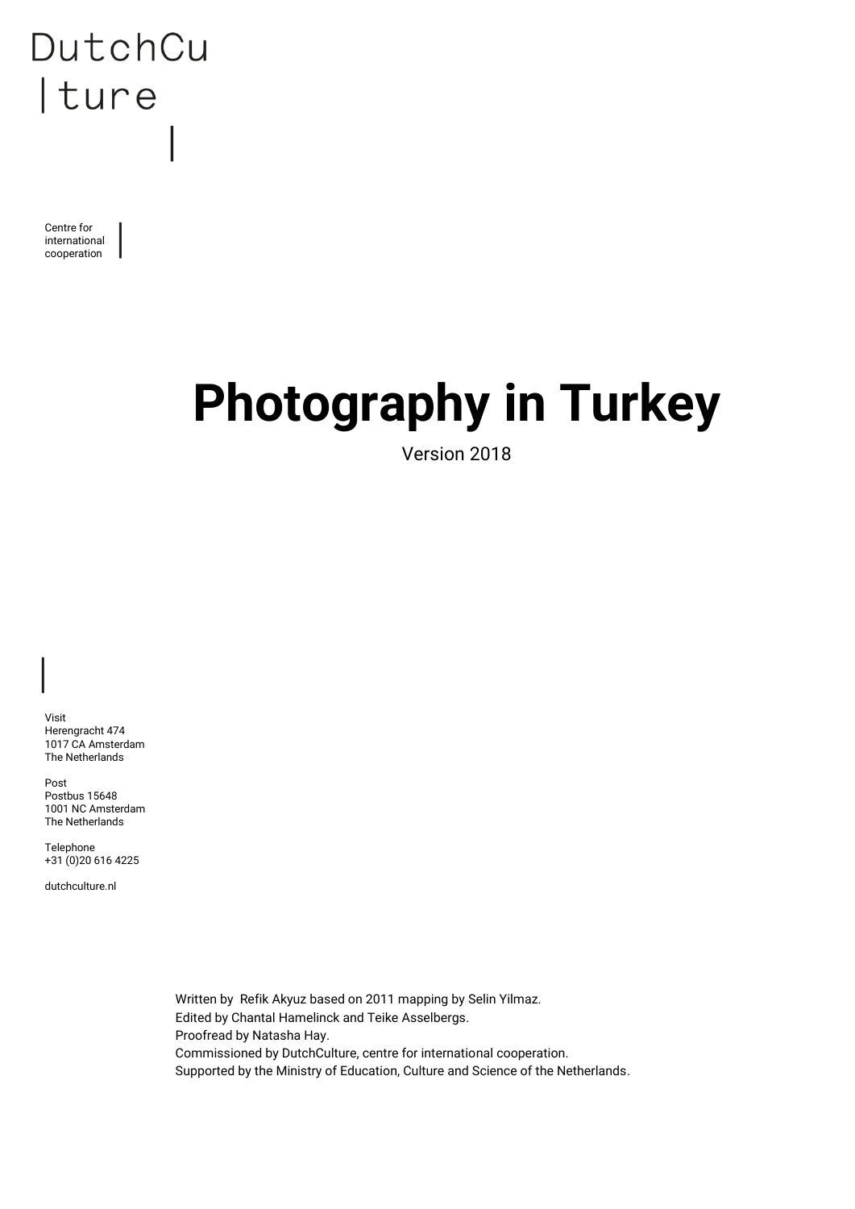DutchCu
|ture

Centre for international cooperation

# Photography in Turkey

Version 2018

Visit
Herengracht 474
1017 CA Amsterdam
The Netherlands

Post
Postbus 15648
1001 NC Amsterdam
The Netherlands

Telephone
+31 (0)20 616 4225

dutchculture.nl

Written by Refik Akyuz based on 2011 mapping by Selin Yilmaz.
Edited by Chantal Hamelinck and Teike Asselbergs.
Proofread by Natasha Hay.
Commissioned by DutchCulture, centre for international cooperation.
Supported by the Ministry of Education, Culture and Science of the Netherlands.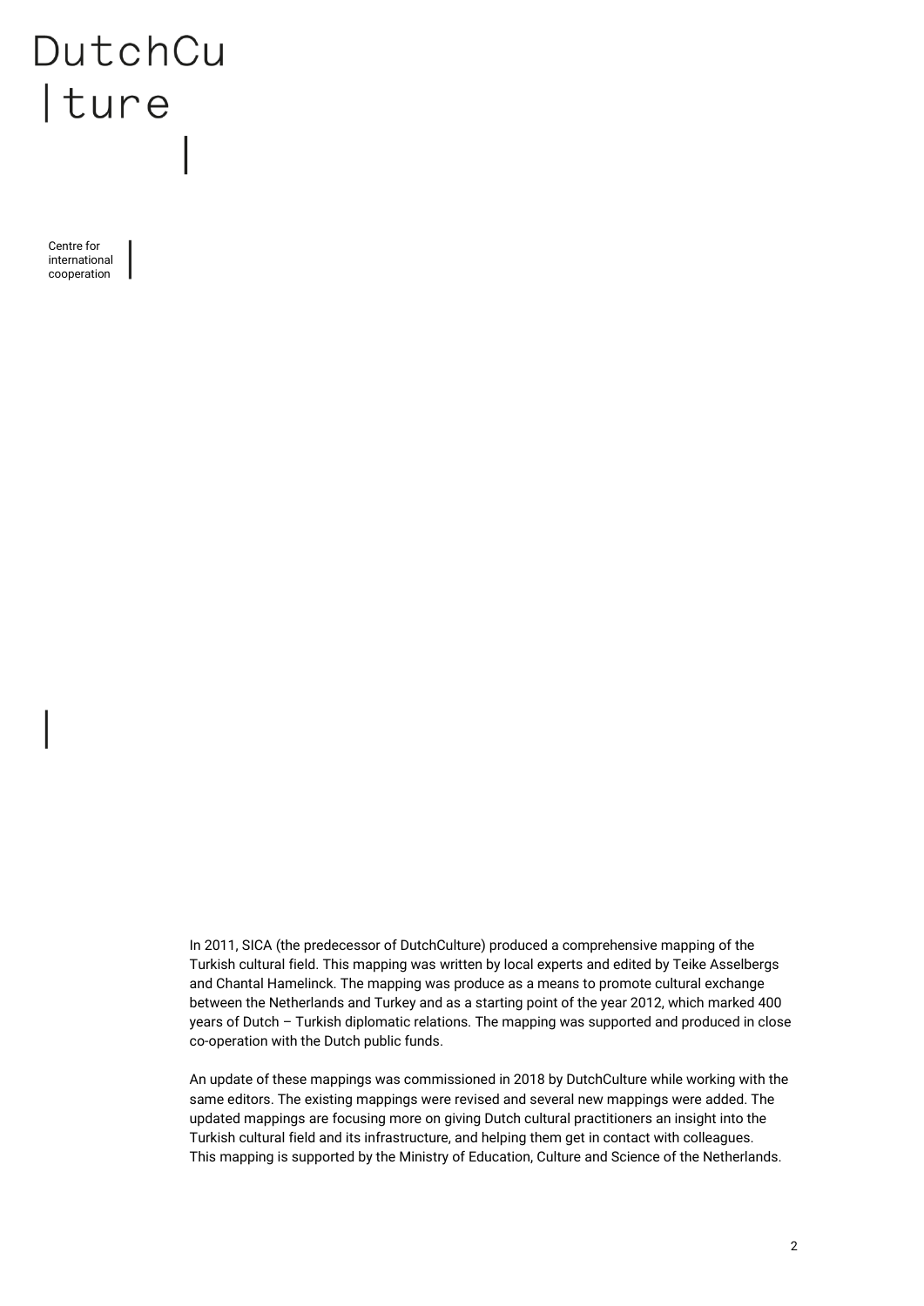DutchCu
|ture

Centre for international cooperation

In 2011, SICA (the predecessor of DutchCulture) produced a comprehensive mapping of the Turkish cultural field. This mapping was written by local experts and edited by Teike Asselbergs and Chantal Hamelinck. The mapping was produce as a means to promote cultural exchange between the Netherlands and Turkey and as a starting point of the year 2012, which marked 400 years of Dutch – Turkish diplomatic relations. The mapping was supported and produced in close co-operation with the Dutch public funds.

An update of these mappings was commissioned in 2018 by DutchCulture while working with the same editors. The existing mappings were revised and several new mappings were added. The updated mappings are focusing more on giving Dutch cultural practitioners an insight into the Turkish cultural field and its infrastructure, and helping them get in contact with colleagues. This mapping is supported by the Ministry of Education, Culture and Science of the Netherlands.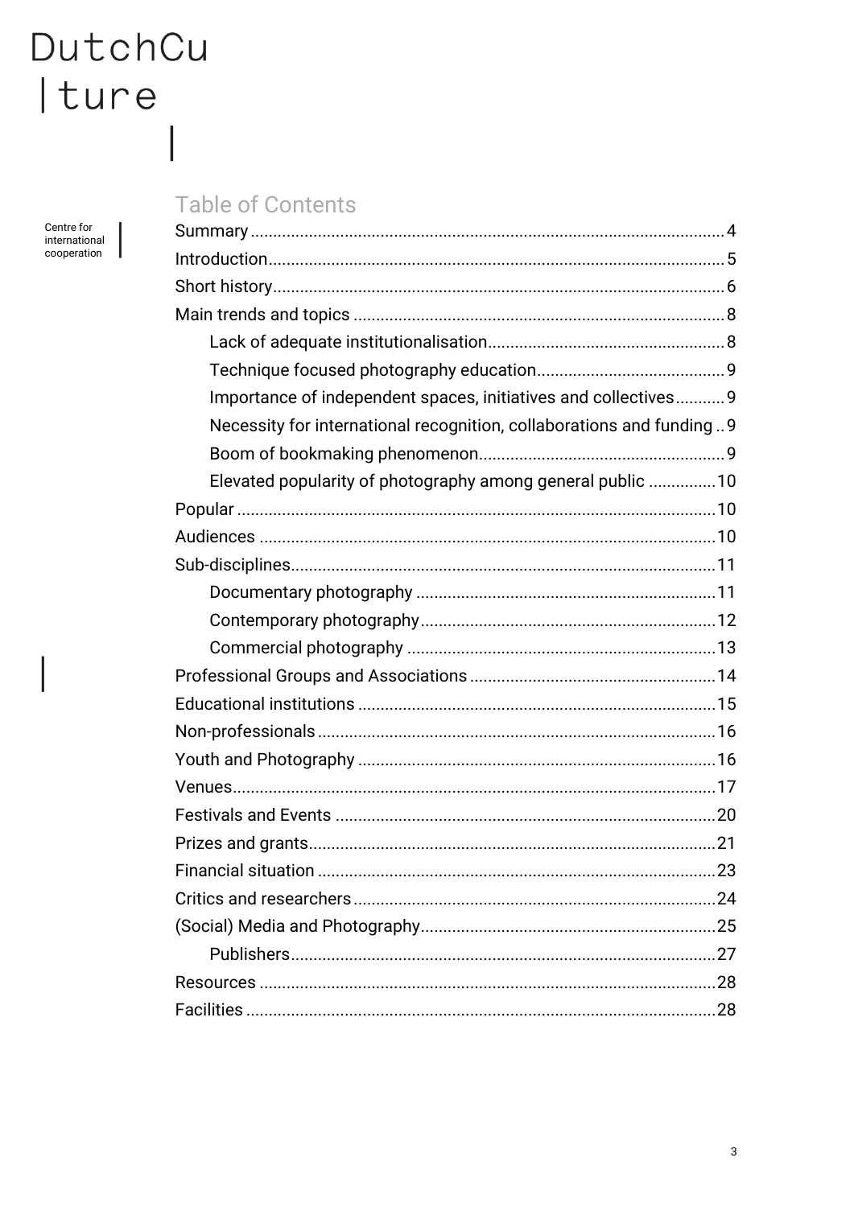DutchCulture

Centre for international cooperation

## Table of Contents

- Summary ... 4
- Introduction ... 5
- Short history ... 6
- Main trends and topics ... 8
  - Lack of adequate institutionalisation ... 8
  - Technique focused photography education ... 9
  - Importance of independent spaces, initiatives and collectives ... 9
  - Necessity for international recognition, collaborations and funding ... 9
  - Boom of bookmaking phenomenon ... 9
  - Elevated popularity of photography among general public ... 10
- Popular ... 10
- Audiences ... 10
- Sub-disciplines ... 11
  - Documentary photography ... 11
  - Contemporary photography ... 12
  - Commercial photography ... 13
- Professional Groups and Associations ... 14
- Educational institutions ... 15
- Non-professionals ... 16
- Youth and Photography ... 16
- Venues ... 17
- Festivals and Events ... 20
- Prizes and grants ... 21
- Financial situation ... 23
- Critics and researchers ... 24
- (Social) Media and Photography ... 25
  - Publishers ... 27
- Resources ... 28
- Facilities ... 28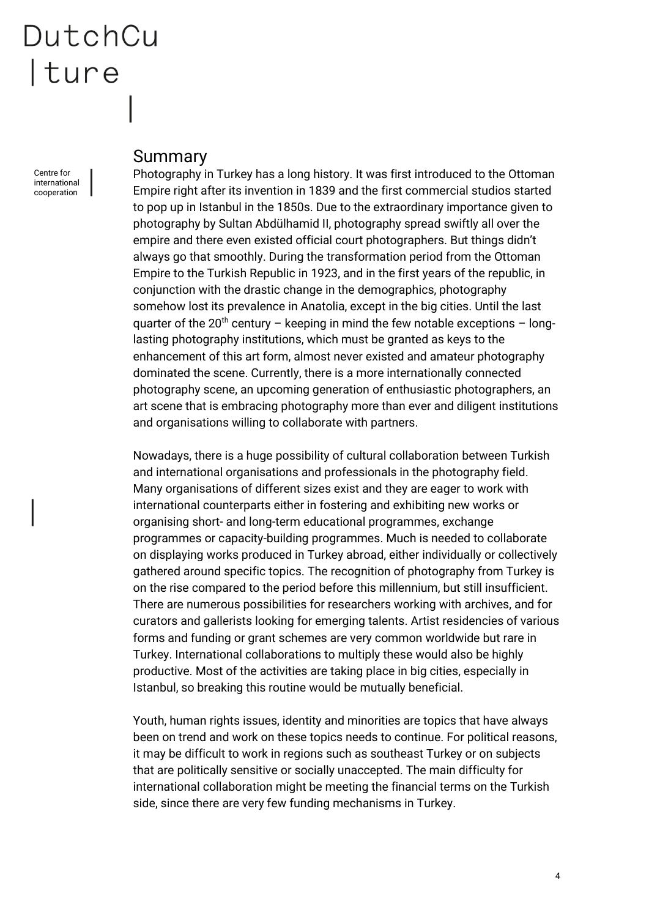## Summary

Photography in Turkey has a long history. It was first introduced to the Ottoman Empire right after its invention in 1839 and the first commercial studios started to pop up in Istanbul in the 1850s. Due to the extraordinary importance given to photography by Sultan Abdülhamid II, photography spread swiftly all over the empire and there even existed official court photographers. But things didn't always go that smoothly. During the transformation period from the Ottoman Empire to the Turkish Republic in 1923, and in the first years of the republic, in conjunction with the drastic change in the demographics, photography somehow lost its prevalence in Anatolia, except in the big cities. Until the last quarter of the 20th century – keeping in mind the few notable exceptions – long-lasting photography institutions, which must be granted as keys to the enhancement of this art form, almost never existed and amateur photography dominated the scene. Currently, there is a more internationally connected photography scene, an upcoming generation of enthusiastic photographers, an art scene that is embracing photography more than ever and diligent institutions and organisations willing to collaborate with partners.

Nowadays, there is a huge possibility of cultural collaboration between Turkish and international organisations and professionals in the photography field. Many organisations of different sizes exist and they are eager to work with international counterparts either in fostering and exhibiting new works or organising short- and long-term educational programmes, exchange programmes or capacity-building programmes. Much is needed to collaborate on displaying works produced in Turkey abroad, either individually or collectively gathered around specific topics. The recognition of photography from Turkey is on the rise compared to the period before this millennium, but still insufficient. There are numerous possibilities for researchers working with archives, and for curators and gallerists looking for emerging talents. Artist residencies of various forms and funding or grant schemes are very common worldwide but rare in Turkey. International collaborations to multiply these would also be highly productive. Most of the activities are taking place in big cities, especially in Istanbul, so breaking this routine would be mutually beneficial.

Youth, human rights issues, identity and minorities are topics that have always been on trend and work on these topics needs to continue. For political reasons, it may be difficult to work in regions such as southeast Turkey or on subjects that are politically sensitive or socially unaccepted. The main difficulty for international collaboration might be meeting the financial terms on the Turkish side, since there are very few funding mechanisms in Turkey.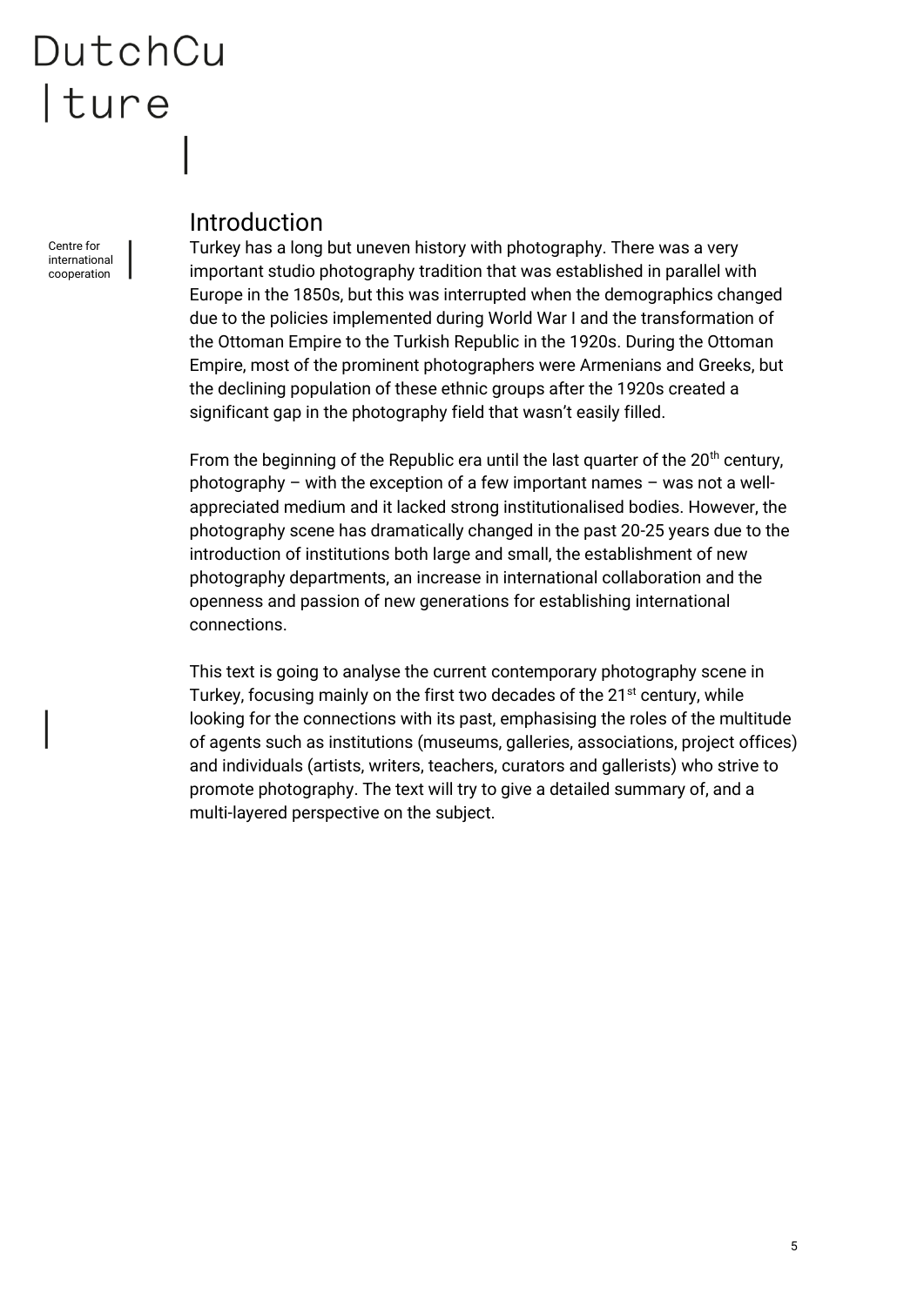## Introduction

Turkey has a long but uneven history with photography. There was a very important studio photography tradition that was established in parallel with Europe in the 1850s, but this was interrupted when the demographics changed due to the policies implemented during World War I and the transformation of the Ottoman Empire to the Turkish Republic in the 1920s. During the Ottoman Empire, most of the prominent photographers were Armenians and Greeks, but the declining population of these ethnic groups after the 1920s created a significant gap in the photography field that wasn't easily filled.

From the beginning of the Republic era until the last quarter of the 20th century, photography – with the exception of a few important names – was not a well-appreciated medium and it lacked strong institutionalised bodies. However, the photography scene has dramatically changed in the past 20-25 years due to the introduction of institutions both large and small, the establishment of new photography departments, an increase in international collaboration and the openness and passion of new generations for establishing international connections.

This text is going to analyse the current contemporary photography scene in Turkey, focusing mainly on the first two decades of the 21st century, while looking for the connections with its past, emphasising the roles of the multitude of agents such as institutions (museums, galleries, associations, project offices) and individuals (artists, writers, teachers, curators and gallerists) who strive to promote photography. The text will try to give a detailed summary of, and a multi-layered perspective on the subject.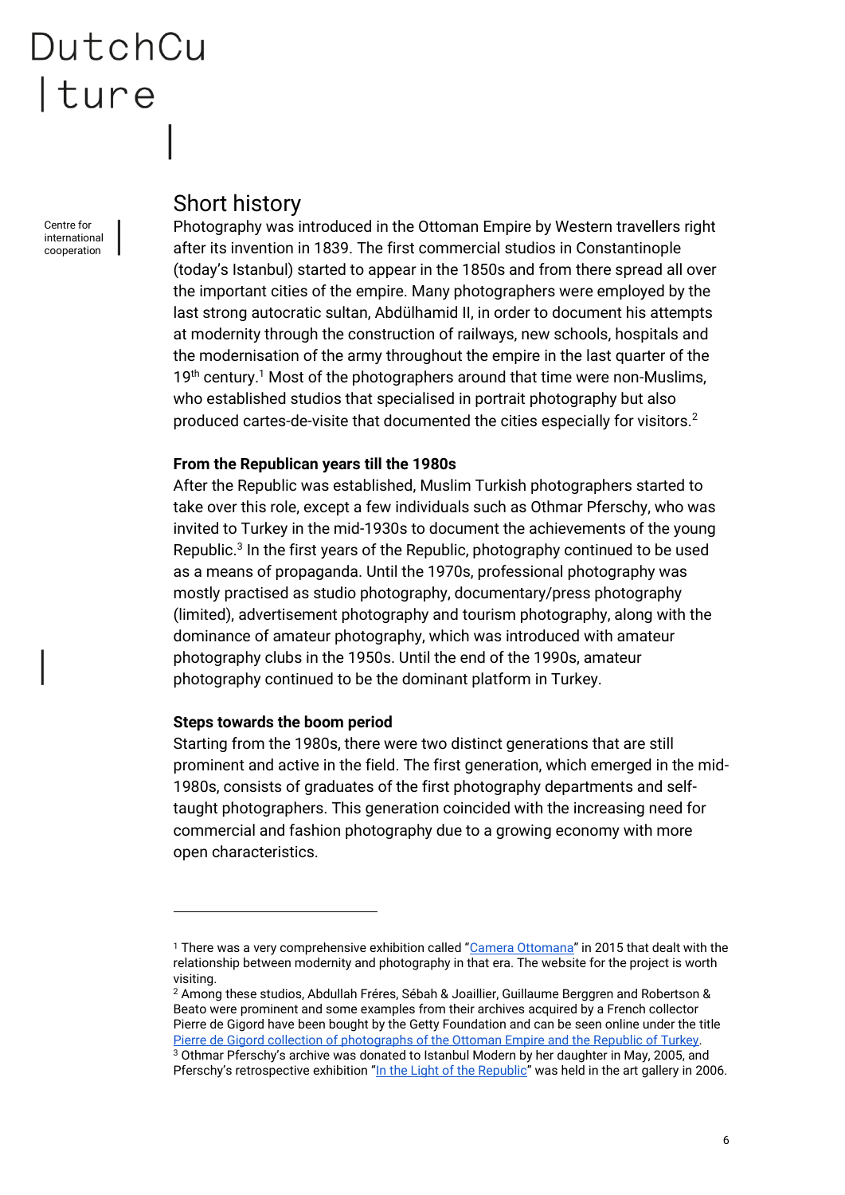## Short history

Photography was introduced in the Ottoman Empire by Western travellers right after its invention in 1839. The first commercial studios in Constantinople (today's Istanbul) started to appear in the 1850s and from there spread all over the important cities of the empire. Many photographers were employed by the last strong autocratic sultan, Abdülhamid II, in order to document his attempts at modernity through the construction of railways, new schools, hospitals and the modernisation of the army throughout the empire in the last quarter of the 19th century.[1] Most of the photographers around that time were non-Muslims, who established studios that specialised in portrait photography but also produced cartes-de-visite that documented the cities especially for visitors.[2]

### From the Republican years till the 1980s

After the Republic was established, Muslim Turkish photographers started to take over this role, except a few individuals such as Othmar Pferschy, who was invited to Turkey in the mid-1930s to document the achievements of the young Republic.[3] In the first years of the Republic, photography continued to be used as a means of propaganda. Until the 1970s, professional photography was mostly practised as studio photography, documentary/press photography (limited), advertisement photography and tourism photography, along with the dominance of amateur photography, which was introduced with amateur photography clubs in the 1950s. Until the end of the 1990s, amateur photography continued to be the dominant platform in Turkey.

### Steps towards the boom period

Starting from the 1980s, there were two distinct generations that are still prominent and active in the field. The first generation, which emerged in the mid-1980s, consists of graduates of the first photography departments and self-taught photographers. This generation coincided with the increasing need for commercial and fashion photography due to a growing economy with more open characteristics.

---

[1] There was a very comprehensive exhibition called "Camera Ottomana" in 2015 that dealt with the relationship between modernity and photography in that era. The website for the project is worth visiting.

[2] Among these studios, Abdullah Fréres, Sébah & Joaillier, Guillaume Berggren and Robertson & Beato were prominent and some examples from their archives acquired by a French collector Pierre de Gigord have been bought by the Getty Foundation and can be seen online under the title Pierre de Gigord collection of photographs of the Ottoman Empire and the Republic of Turkey.

[3] Othmar Pferschy's archive was donated to Istanbul Modern by her daughter in May, 2005, and Pferschy's retrospective exhibition "In the Light of the Republic" was held in the art gallery in 2006.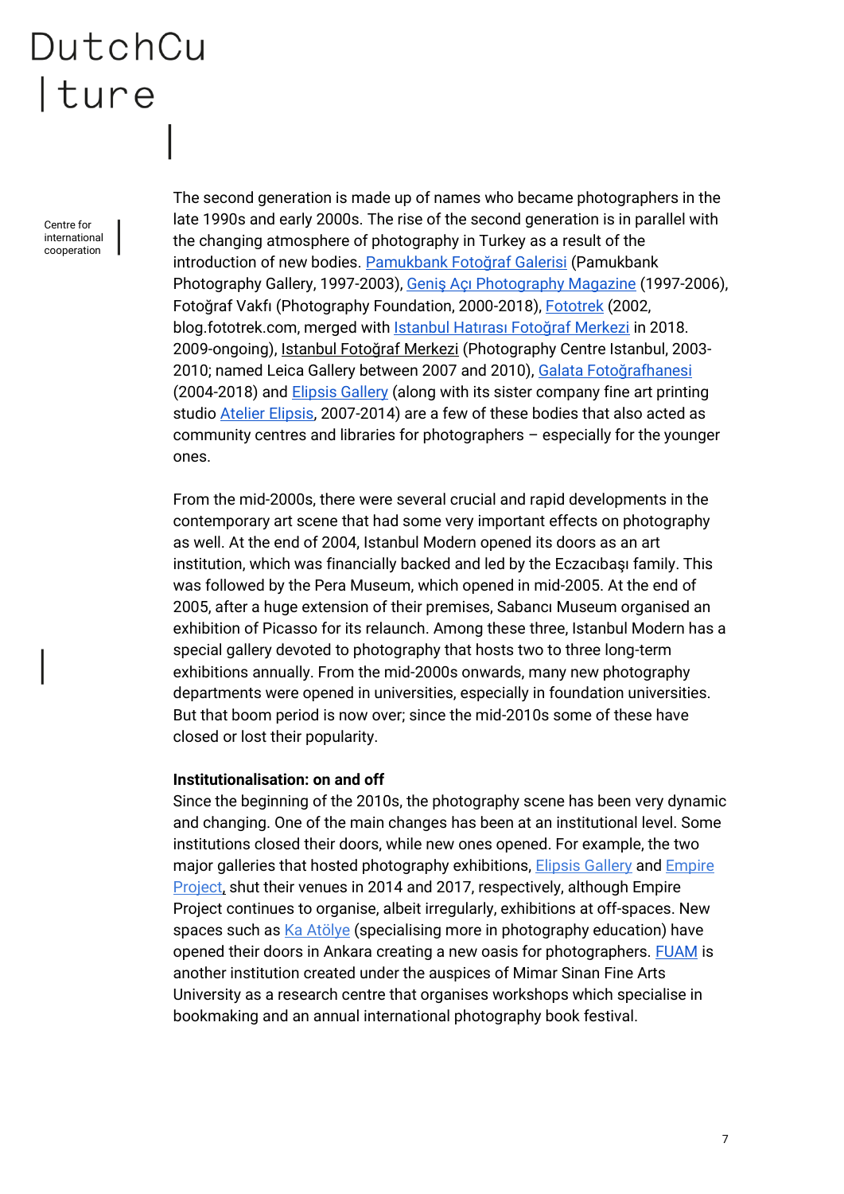The second generation is made up of names who became photographers in the late 1990s and early 2000s. The rise of the second generation is in parallel with the changing atmosphere of photography in Turkey as a result of the introduction of new bodies. Pamukbank Fotoğraf Galerisi (Pamukbank Photography Gallery, 1997-2003), Geniş Açı Photography Magazine (1997-2006), Fotoğraf Vakfı (Photography Foundation, 2000-2018), Fototrek (2002, blog.fototrek.com, merged with Istanbul Hatırası Fotoğraf Merkezi in 2018. 2009-ongoing), Istanbul Fotoğraf Merkezi (Photography Centre Istanbul, 2003-2010; named Leica Gallery between 2007 and 2010), Galata Fotoğrafhanesi (2004-2018) and Elipsis Gallery (along with its sister company fine art printing studio Atelier Elipsis, 2007-2014) are a few of these bodies that also acted as community centres and libraries for photographers – especially for the younger ones.

From the mid-2000s, there were several crucial and rapid developments in the contemporary art scene that had some very important effects on photography as well. At the end of 2004, Istanbul Modern opened its doors as an art institution, which was financially backed and led by the Eczacıbaşı family. This was followed by the Pera Museum, which opened in mid-2005. At the end of 2005, after a huge extension of their premises, Sabancı Museum organised an exhibition of Picasso for its relaunch. Among these three, Istanbul Modern has a special gallery devoted to photography that hosts two to three long-term exhibitions annually. From the mid-2000s onwards, many new photography departments were opened in universities, especially in foundation universities. But that boom period is now over; since the mid-2010s some of these have closed or lost their popularity.

**Institutionalisation: on and off**

Since the beginning of the 2010s, the photography scene has been very dynamic and changing. One of the main changes has been at an institutional level. Some institutions closed their doors, while new ones opened. For example, the two major galleries that hosted photography exhibitions, Elipsis Gallery and Empire Project, shut their venues in 2014 and 2017, respectively, although Empire Project continues to organise, albeit irregularly, exhibitions at off-spaces. New spaces such as Ka Atölye (specialising more in photography education) have opened their doors in Ankara creating a new oasis for photographers. FUAM is another institution created under the auspices of Mimar Sinan Fine Arts University as a research centre that organises workshops which specialise in bookmaking and an annual international photography book festival.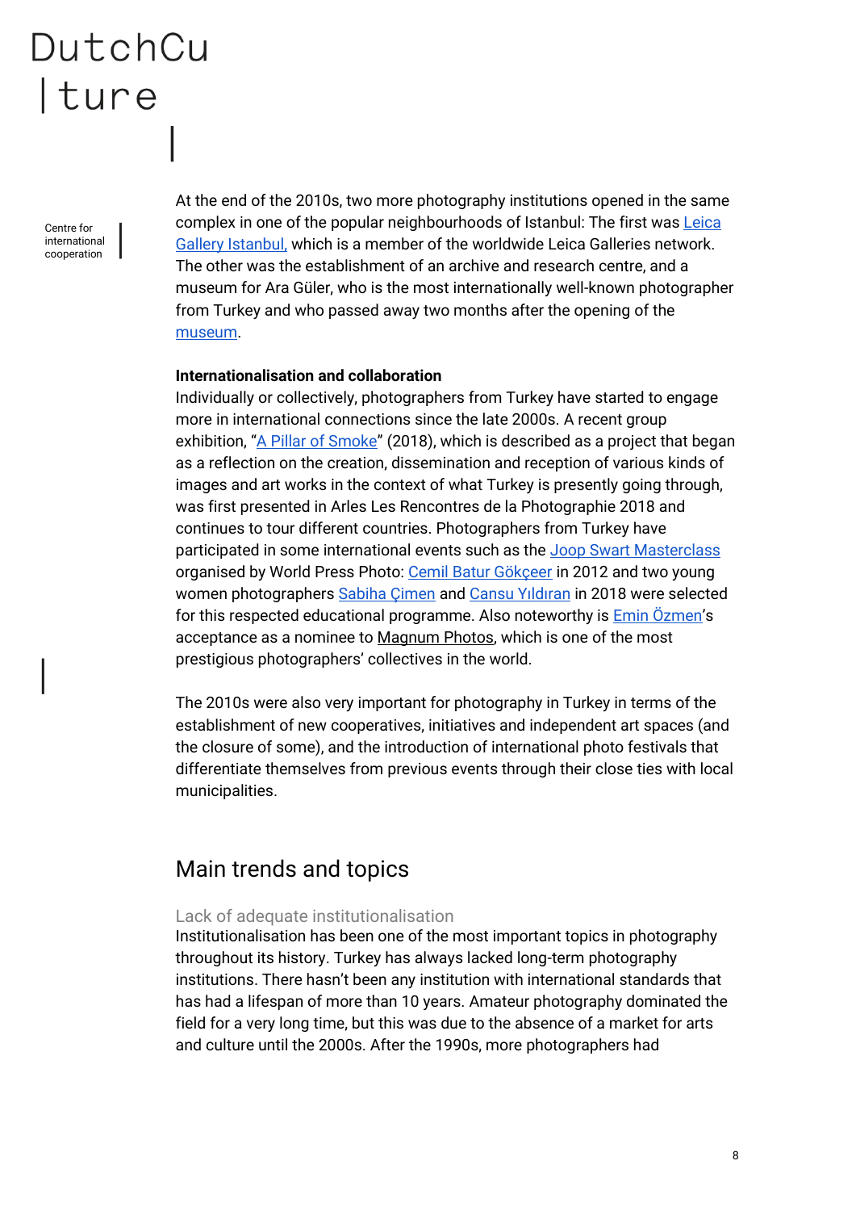At the end of the 2010s, two more photography institutions opened in the same complex in one of the popular neighbourhoods of Istanbul: The first was Leica Gallery Istanbul, which is a member of the worldwide Leica Galleries network. The other was the establishment of an archive and research centre, and a museum for Ara Güler, who is the most internationally well-known photographer from Turkey and who passed away two months after the opening of the museum.

**Internationalisation and collaboration**

Individually or collectively, photographers from Turkey have started to engage more in international connections since the late 2000s. A recent group exhibition, "A Pillar of Smoke" (2018), which is described as a project that began as a reflection on the creation, dissemination and reception of various kinds of images and art works in the context of what Turkey is presently going through, was first presented in Arles Les Rencontres de la Photographie 2018 and continues to tour different countries. Photographers from Turkey have participated in some international events such as the Joop Swart Masterclass organised by World Press Photo: Cemil Batur Gökçeer in 2012 and two young women photographers Sabiha Çimen and Cansu Yıldıran in 2018 were selected for this respected educational programme. Also noteworthy is Emin Özmen's acceptance as a nominee to Magnum Photos, which is one of the most prestigious photographers' collectives in the world.

The 2010s were also very important for photography in Turkey in terms of the establishment of new cooperatives, initiatives and independent art spaces (and the closure of some), and the introduction of international photo festivals that differentiate themselves from previous events through their close ties with local municipalities.

## Main trends and topics

### Lack of adequate institutionalisation

Institutionalisation has been one of the most important topics in photography throughout its history. Turkey has always lacked long-term photography institutions. There hasn't been any institution with international standards that has had a lifespan of more than 10 years. Amateur photography dominated the field for a very long time, but this was due to the absence of a market for arts and culture until the 2000s. After the 1990s, more photographers had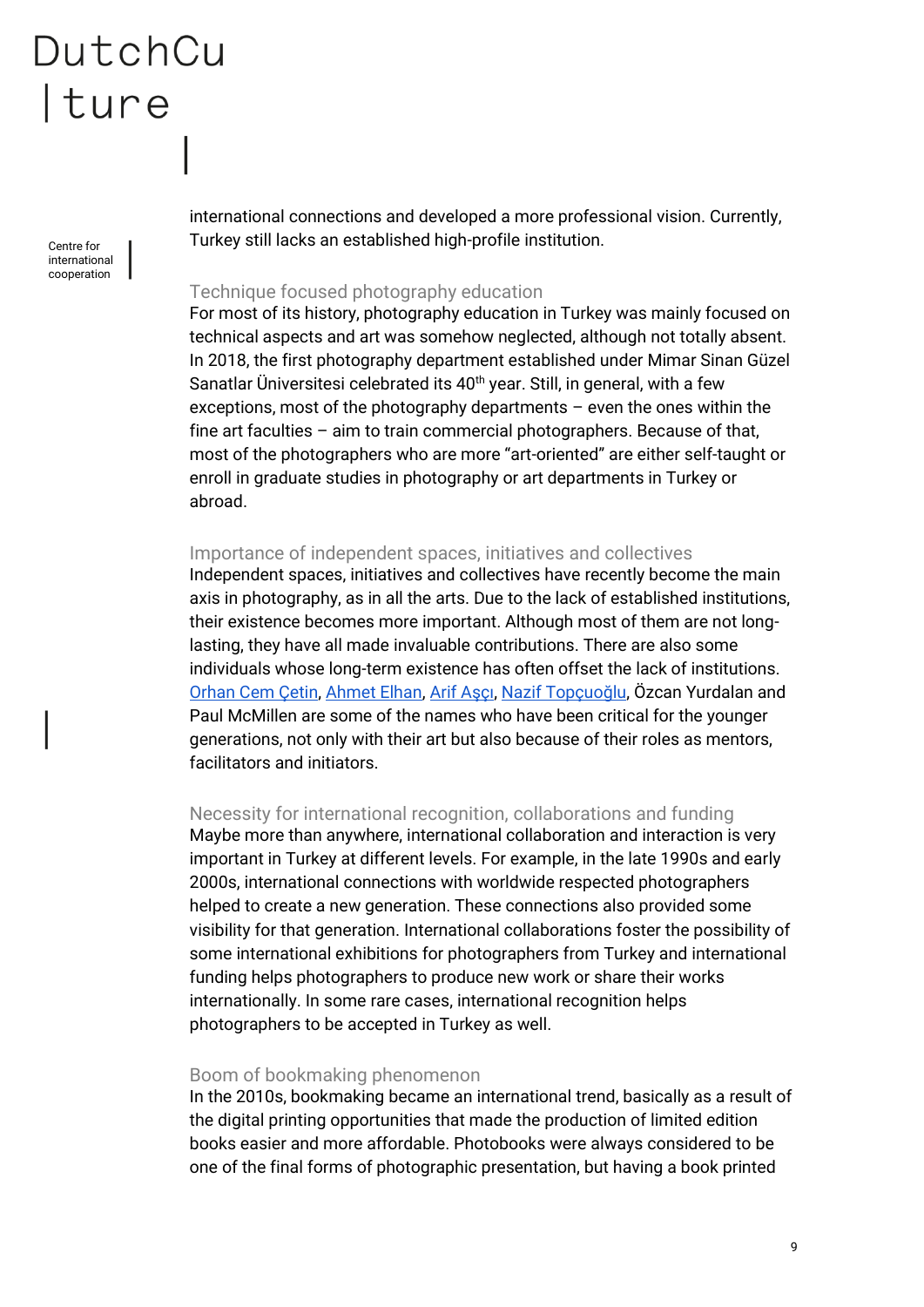international connections and developed a more professional vision. Currently, Turkey still lacks an established high-profile institution.

### Technique focused photography education

For most of its history, photography education in Turkey was mainly focused on technical aspects and art was somehow neglected, although not totally absent. In 2018, the first photography department established under Mimar Sinan Güzel Sanatlar Üniversitesi celebrated its 40th year. Still, in general, with a few exceptions, most of the photography departments – even the ones within the fine art faculties – aim to train commercial photographers. Because of that, most of the photographers who are more “art-oriented” are either self-taught or enroll in graduate studies in photography or art departments in Turkey or abroad.

### Importance of independent spaces, initiatives and collectives

Independent spaces, initiatives and collectives have recently become the main axis in photography, as in all the arts. Due to the lack of established institutions, their existence becomes more important. Although most of them are not long-lasting, they have all made invaluable contributions. There are also some individuals whose long-term existence has often offset the lack of institutions. Orhan Cem Çetin, Ahmet Elhan, Arif Aşçı, Nazif Topçuoğlu, Özcan Yurdalan and Paul McMillen are some of the names who have been critical for the younger generations, not only with their art but also because of their roles as mentors, facilitators and initiators.

### Necessity for international recognition, collaborations and funding

Maybe more than anywhere, international collaboration and interaction is very important in Turkey at different levels. For example, in the late 1990s and early 2000s, international connections with worldwide respected photographers helped to create a new generation. These connections also provided some visibility for that generation. International collaborations foster the possibility of some international exhibitions for photographers from Turkey and international funding helps photographers to produce new work or share their works internationally. In some rare cases, international recognition helps photographers to be accepted in Turkey as well.

### Boom of bookmaking phenomenon

In the 2010s, bookmaking became an international trend, basically as a result of the digital printing opportunities that made the production of limited edition books easier and more affordable. Photobooks were always considered to be one of the final forms of photographic presentation, but having a book printed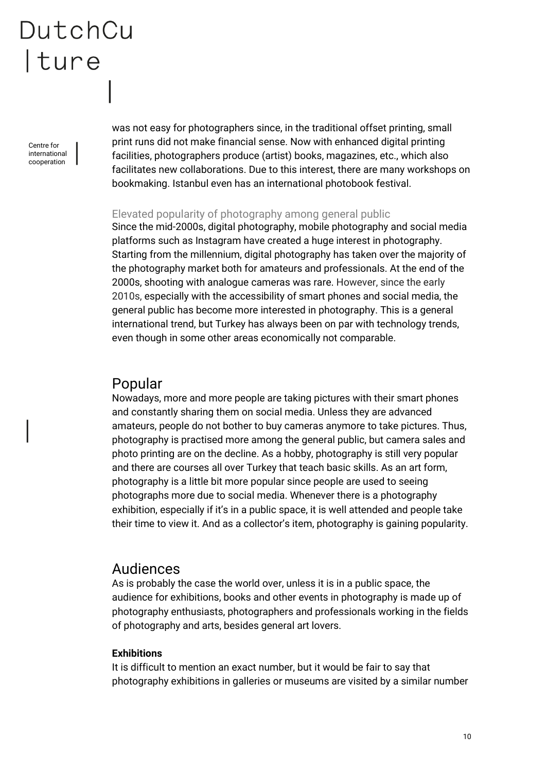was not easy for photographers since, in the traditional offset printing, small print runs did not make financial sense. Now with enhanced digital printing facilities, photographers produce (artist) books, magazines, etc., which also facilitates new collaborations. Due to this interest, there are many workshops on bookmaking. Istanbul even has an international photobook festival.

### Elevated popularity of photography among general public

Since the mid-2000s, digital photography, mobile photography and social media platforms such as Instagram have created a huge interest in photography. Starting from the millennium, digital photography has taken over the majority of the photography market both for amateurs and professionals. At the end of the 2000s, shooting with analogue cameras was rare. However, since the early 2010s, especially with the accessibility of smart phones and social media, the general public has become more interested in photography. This is a general international trend, but Turkey has always been on par with technology trends, even though in some other areas economically not comparable.

## Popular

Nowadays, more and more people are taking pictures with their smart phones and constantly sharing them on social media. Unless they are advanced amateurs, people do not bother to buy cameras anymore to take pictures. Thus, photography is practised more among the general public, but camera sales and photo printing are on the decline. As a hobby, photography is still very popular and there are courses all over Turkey that teach basic skills. As an art form, photography is a little bit more popular since people are used to seeing photographs more due to social media. Whenever there is a photography exhibition, especially if it's in a public space, it is well attended and people take their time to view it. And as a collector's item, photography is gaining popularity.

## Audiences

As is probably the case the world over, unless it is in a public space, the audience for exhibitions, books and other events in photography is made up of photography enthusiasts, photographers and professionals working in the fields of photography and arts, besides general art lovers.

**Exhibitions**

It is difficult to mention an exact number, but it would be fair to say that photography exhibitions in galleries or museums are visited by a similar number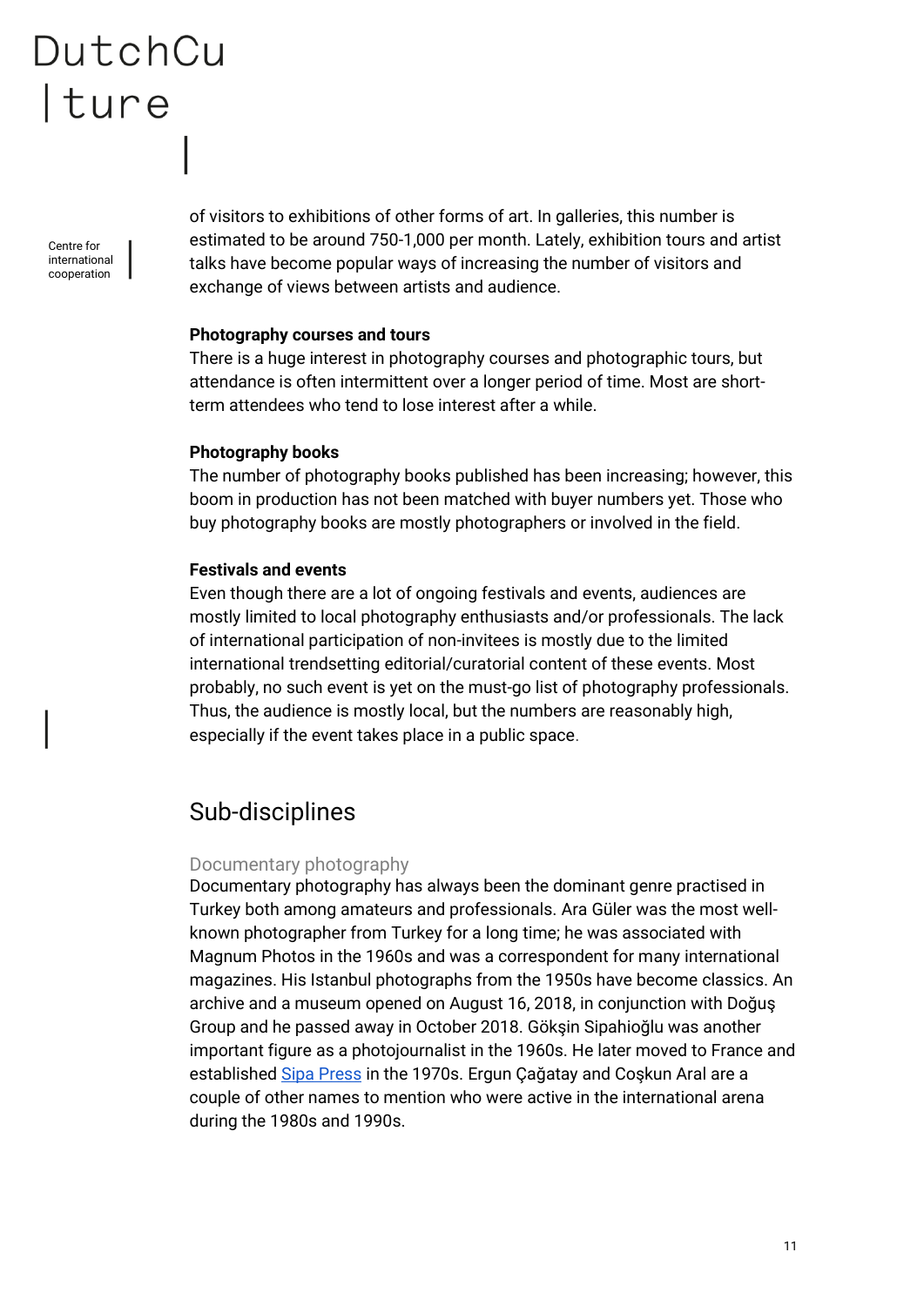of visitors to exhibitions of other forms of art. In galleries, this number is estimated to be around 750-1,000 per month. Lately, exhibition tours and artist talks have become popular ways of increasing the number of visitors and exchange of views between artists and audience.

**Photography courses and tours**

There is a huge interest in photography courses and photographic tours, but attendance is often intermittent over a longer period of time. Most are short-term attendees who tend to lose interest after a while.

**Photography books**

The number of photography books published has been increasing; however, this boom in production has not been matched with buyer numbers yet. Those who buy photography books are mostly photographers or involved in the field.

**Festivals and events**

Even though there are a lot of ongoing festivals and events, audiences are mostly limited to local photography enthusiasts and/or professionals. The lack of international participation of non-invitees is mostly due to the limited international trendsetting editorial/curatorial content of these events. Most probably, no such event is yet on the must-go list of photography professionals. Thus, the audience is mostly local, but the numbers are reasonably high, especially if the event takes place in a public space.

## Sub-disciplines

### Documentary photography

Documentary photography has always been the dominant genre practised in Turkey both among amateurs and professionals. Ara Güler was the most well-known photographer from Turkey for a long time; he was associated with Magnum Photos in the 1960s and was a correspondent for many international magazines. His Istanbul photographs from the 1950s have become classics. An archive and a museum opened on August 16, 2018, in conjunction with Doğuş Group and he passed away in October 2018. Gökşin Sipahioğlu was another important figure as a photojournalist in the 1960s. He later moved to France and established Sipa Press in the 1970s. Ergun Çağatay and Coşkun Aral are a couple of other names to mention who were active in the international arena during the 1980s and 1990s.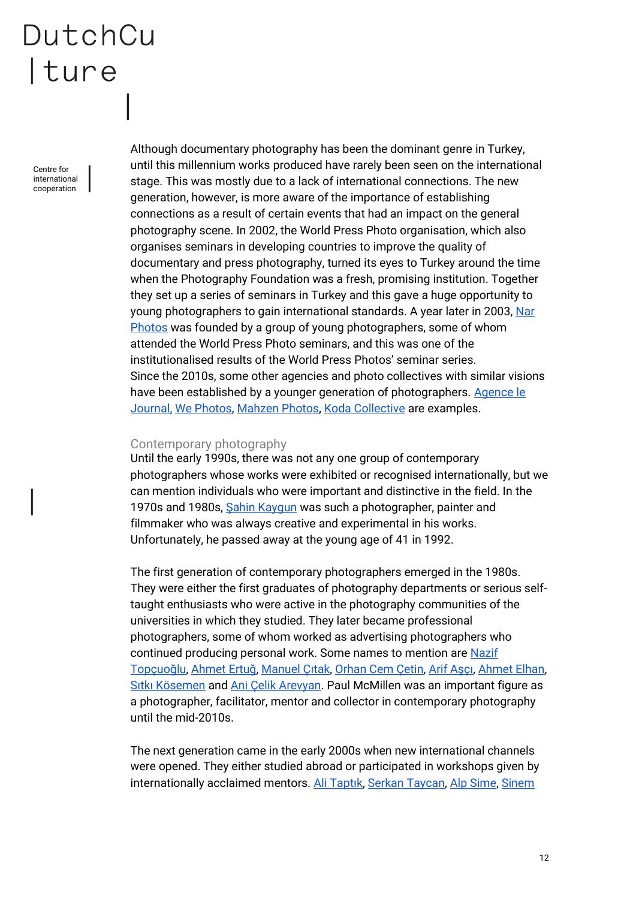Although documentary photography has been the dominant genre in Turkey, until this millennium works produced have rarely been seen on the international stage. This was mostly due to a lack of international connections. The new generation, however, is more aware of the importance of establishing connections as a result of certain events that had an impact on the general photography scene. In 2002, the World Press Photo organisation, which also organises seminars in developing countries to improve the quality of documentary and press photography, turned its eyes to Turkey around the time when the Photography Foundation was a fresh, promising institution. Together they set up a series of seminars in Turkey and this gave a huge opportunity to young photographers to gain international standards. A year later in 2003, Nar Photos was founded by a group of young photographers, some of whom attended the World Press Photo seminars, and this was one of the institutionalised results of the World Press Photos' seminar series. Since the 2010s, some other agencies and photo collectives with similar visions have been established by a younger generation of photographers. Agence le Journal, We Photos, Mahzen Photos, Koda Collective are examples.

## Contemporary photography

Until the early 1990s, there was not any one group of contemporary photographers whose works were exhibited or recognised internationally, but we can mention individuals who were important and distinctive in the field. In the 1970s and 1980s, Şahin Kaygun was such a photographer, painter and filmmaker who was always creative and experimental in his works. Unfortunately, he passed away at the young age of 41 in 1992.

The first generation of contemporary photographers emerged in the 1980s. They were either the first graduates of photography departments or serious self-taught enthusiasts who were active in the photography communities of the universities in which they studied. They later became professional photographers, some of whom worked as advertising photographers who continued producing personal work. Some names to mention are Nazif Topçuoğlu, Ahmet Ertuğ, Manuel Çıtak, Orhan Cem Çetin, Arif Aşçı, Ahmet Elhan, Sıtkı Kösemen and Ani Çelik Arevyan. Paul McMillen was an important figure as a photographer, facilitator, mentor and collector in contemporary photography until the mid-2010s.

The next generation came in the early 2000s when new international channels were opened. They either studied abroad or participated in workshops given by internationally acclaimed mentors. Ali Taptık, Serkan Taycan, Alp Sime, Sinem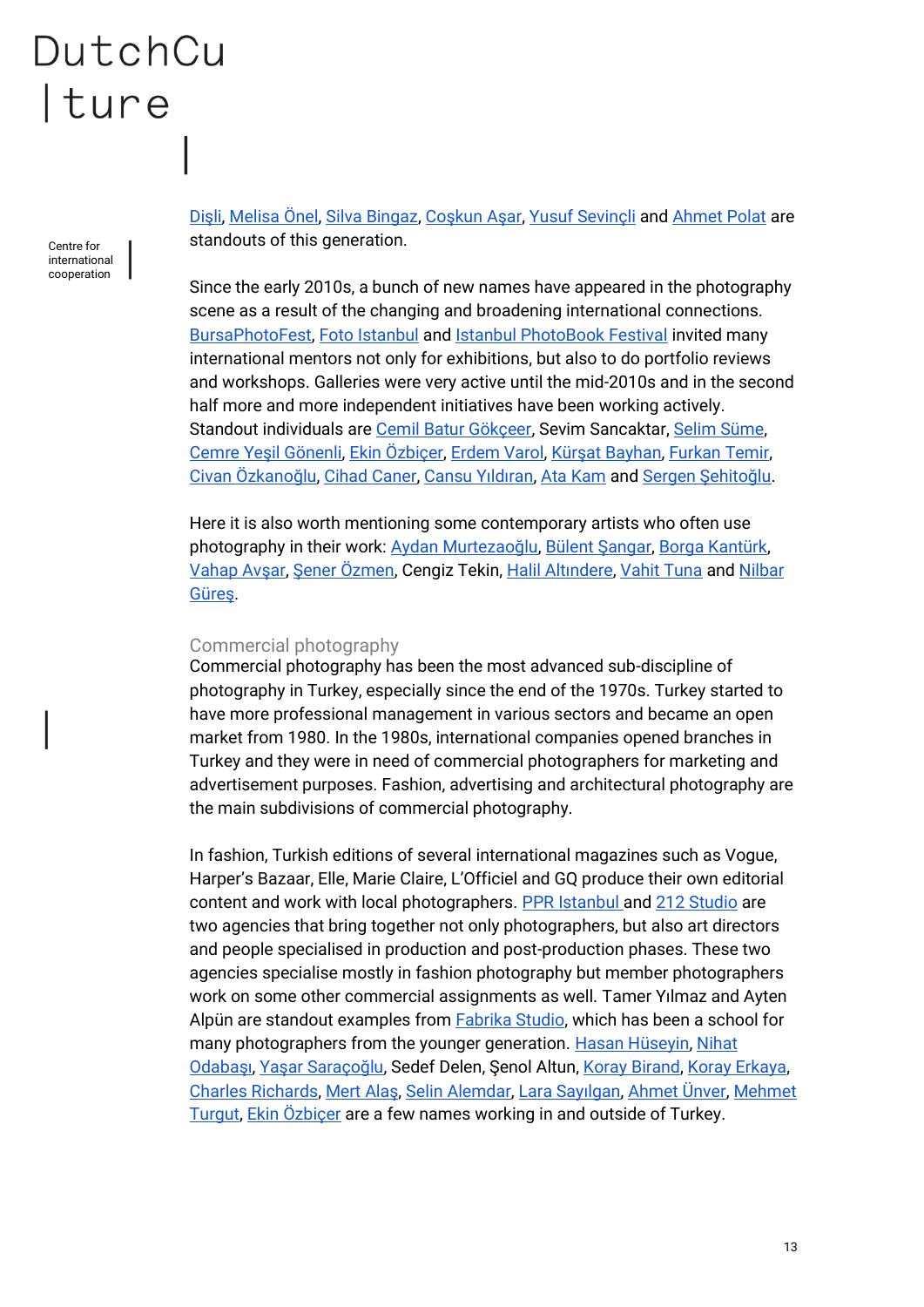Dişli, Melisa Önel, Silva Bingaz, Coşkun Aşar, Yusuf Sevinçli and Ahmet Polat are standouts of this generation.

Since the early 2010s, a bunch of new names have appeared in the photography scene as a result of the changing and broadening international connections. BursaPhotoFest, Foto Istanbul and Istanbul PhotoBook Festival invited many international mentors not only for exhibitions, but also to do portfolio reviews and workshops. Galleries were very active until the mid-2010s and in the second half more and more independent initiatives have been working actively. Standout individuals are Cemil Batur Gökçeer, Sevim Sancaktar, Selim Süme, Cemre Yeşil Gönenli, Ekin Özbiçer, Erdem Varol, Kürşat Bayhan, Furkan Temir, Civan Özkanoğlu, Cihad Caner, Cansu Yıldıran, Ata Kam and Sergen Şehitoğlu.

Here it is also worth mentioning some contemporary artists who often use photography in their work: Aydan Murtezaoğlu, Bülent Şangar, Borga Kantürk, Vahap Avşar, Şener Özmen, Cengiz Tekin, Halil Altındere, Vahit Tuna and Nilbar Güreş.

## Commercial photography

Commercial photography has been the most advanced sub-discipline of photography in Turkey, especially since the end of the 1970s. Turkey started to have more professional management in various sectors and became an open market from 1980. In the 1980s, international companies opened branches in Turkey and they were in need of commercial photographers for marketing and advertisement purposes. Fashion, advertising and architectural photography are the main subdivisions of commercial photography.

In fashion, Turkish editions of several international magazines such as Vogue, Harper's Bazaar, Elle, Marie Claire, L'Officiel and GQ produce their own editorial content and work with local photographers. PPR Istanbul and 212 Studio are two agencies that bring together not only photographers, but also art directors and people specialised in production and post-production phases. These two agencies specialise mostly in fashion photography but member photographers work on some other commercial assignments as well. Tamer Yılmaz and Ayten Alpün are standout examples from Fabrika Studio, which has been a school for many photographers from the younger generation. Hasan Hüseyin, Nihat Odabaşı, Yaşar Saraçoğlu, Sedef Delen, Şenol Altun, Koray Birand, Koray Erkaya, Charles Richards, Mert Alaş, Selin Alemdar, Lara Sayılgan, Ahmet Ünver, Mehmet Turgut, Ekin Özbiçer are a few names working in and outside of Turkey.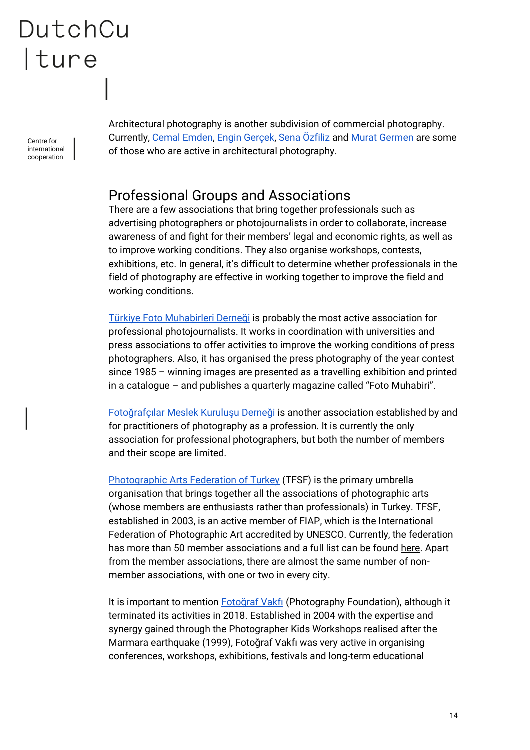Architectural photography is another subdivision of commercial photography. Currently, Cemal Emden, Engin Gerçek, Sena Özfiliz and Murat Germen are some of those who are active in architectural photography.

## Professional Groups and Associations

There are a few associations that bring together professionals such as advertising photographers or photojournalists in order to collaborate, increase awareness of and fight for their members' legal and economic rights, as well as to improve working conditions. They also organise workshops, contests, exhibitions, etc. In general, it's difficult to determine whether professionals in the field of photography are effective in working together to improve the field and working conditions.

Türkiye Foto Muhabirleri Derneği is probably the most active association for professional photojournalists. It works in coordination with universities and press associations to offer activities to improve the working conditions of press photographers. Also, it has organised the press photography of the year contest since 1985 – winning images are presented as a travelling exhibition and printed in a catalogue – and publishes a quarterly magazine called "Foto Muhabiri".

Fotoğrafçılar Meslek Kuruluşu Derneği is another association established by and for practitioners of photography as a profession. It is currently the only association for professional photographers, but both the number of members and their scope are limited.

Photographic Arts Federation of Turkey (TFSF) is the primary umbrella organisation that brings together all the associations of photographic arts (whose members are enthusiasts rather than professionals) in Turkey. TFSF, established in 2003, is an active member of FIAP, which is the International Federation of Photographic Art accredited by UNESCO. Currently, the federation has more than 50 member associations and a full list can be found here. Apart from the member associations, there are almost the same number of non-member associations, with one or two in every city.

It is important to mention Fotoğraf Vakfı (Photography Foundation), although it terminated its activities in 2018. Established in 2004 with the expertise and synergy gained through the Photographer Kids Workshops realised after the Marmara earthquake (1999), Fotoğraf Vakfı was very active in organising conferences, workshops, exhibitions, festivals and long-term educational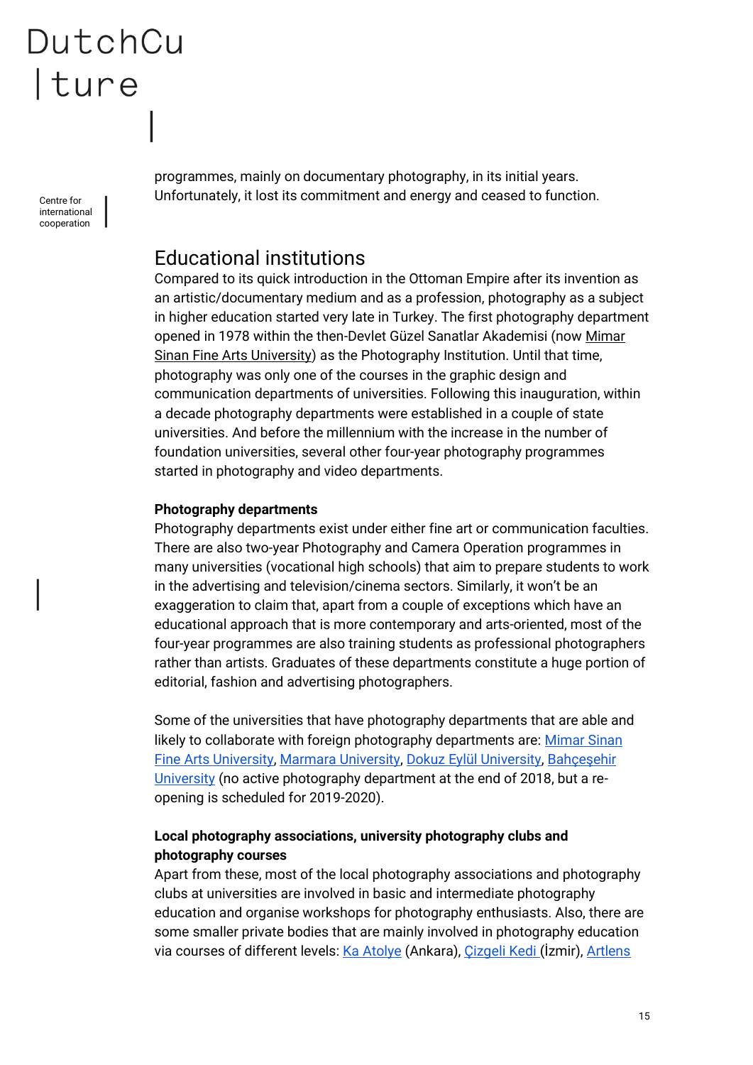programmes, mainly on documentary photography, in its initial years. Unfortunately, it lost its commitment and energy and ceased to function.

## Educational institutions

Compared to its quick introduction in the Ottoman Empire after its invention as an artistic/documentary medium and as a profession, photography as a subject in higher education started very late in Turkey. The first photography department opened in 1978 within the then-Devlet Güzel Sanatlar Akademisi (now Mimar Sinan Fine Arts University) as the Photography Institution. Until that time, photography was only one of the courses in the graphic design and communication departments of universities. Following this inauguration, within a decade photography departments were established in a couple of state universities. And before the millennium with the increase in the number of foundation universities, several other four-year photography programmes started in photography and video departments.

**Photography departments**

Photography departments exist under either fine art or communication faculties. There are also two-year Photography and Camera Operation programmes in many universities (vocational high schools) that aim to prepare students to work in the advertising and television/cinema sectors. Similarly, it won't be an exaggeration to claim that, apart from a couple of exceptions which have an educational approach that is more contemporary and arts-oriented, most of the four-year programmes are also training students as professional photographers rather than artists. Graduates of these departments constitute a huge portion of editorial, fashion and advertising photographers.

Some of the universities that have photography departments that are able and likely to collaborate with foreign photography departments are: Mimar Sinan Fine Arts University, Marmara University, Dokuz Eylül University, Bahçeşehir University (no active photography department at the end of 2018, but a re-opening is scheduled for 2019-2020).

**Local photography associations, university photography clubs and photography courses**

Apart from these, most of the local photography associations and photography clubs at universities are involved in basic and intermediate photography education and organise workshops for photography enthusiasts. Also, there are some smaller private bodies that are mainly involved in photography education via courses of different levels: Ka Atolye (Ankara), Çizgeli Kedi (İzmir), Artlens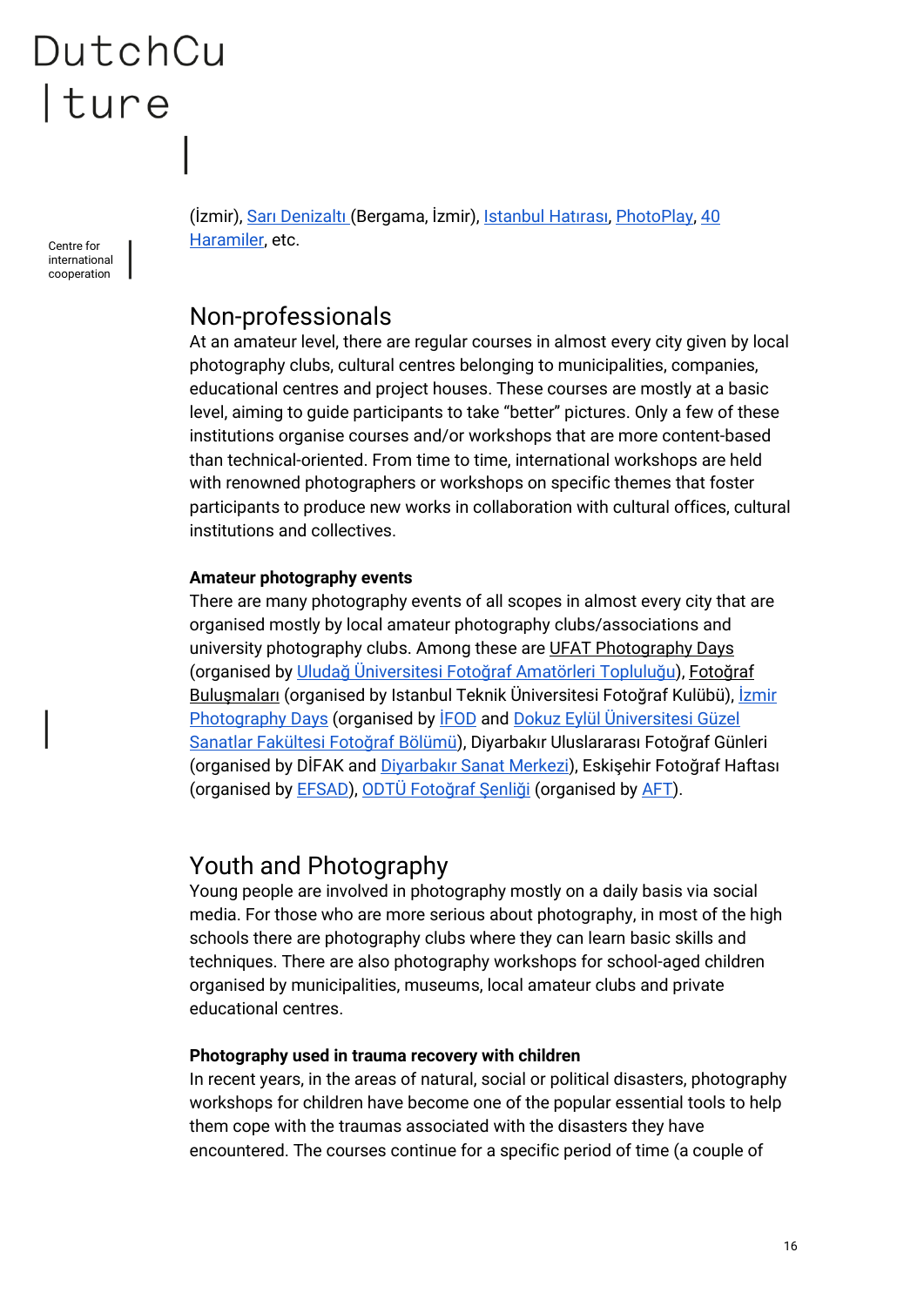(İzmir), Sarı Denizaltı (Bergama, İzmir), Istanbul Hatırası, PhotoPlay, 40 Haramiler, etc.

## Non-professionals

At an amateur level, there are regular courses in almost every city given by local photography clubs, cultural centres belonging to municipalities, companies, educational centres and project houses. These courses are mostly at a basic level, aiming to guide participants to take "better" pictures. Only a few of these institutions organise courses and/or workshops that are more content-based than technical-oriented. From time to time, international workshops are held with renowned photographers or workshops on specific themes that foster participants to produce new works in collaboration with cultural offices, cultural institutions and collectives.

### Amateur photography events

There are many photography events of all scopes in almost every city that are organised mostly by local amateur photography clubs/associations and university photography clubs. Among these are UFAT Photography Days (organised by Uludağ Üniversitesi Fotoğraf Amatörleri Topluluğu), Fotoğraf Buluşmaları (organised by Istanbul Teknik Üniversitesi Fotoğraf Kulübü), İzmir Photography Days (organised by İFOD and Dokuz Eylül Üniversitesi Güzel Sanatlar Fakültesi Fotoğraf Bölümü), Diyarbakır Uluslararası Fotoğraf Günleri (organised by DİFAK and Diyarbakır Sanat Merkezi), Eskişehir Fotoğraf Haftası (organised by EFSAD), ODTÜ Fotoğraf Şenliği (organised by AFT).

## Youth and Photography

Young people are involved in photography mostly on a daily basis via social media. For those who are more serious about photography, in most of the high schools there are photography clubs where they can learn basic skills and techniques. There are also photography workshops for school-aged children organised by municipalities, museums, local amateur clubs and private educational centres.

### Photography used in trauma recovery with children

In recent years, in the areas of natural, social or political disasters, photography workshops for children have become one of the popular essential tools to help them cope with the traumas associated with the disasters they have encountered. The courses continue for a specific period of time (a couple of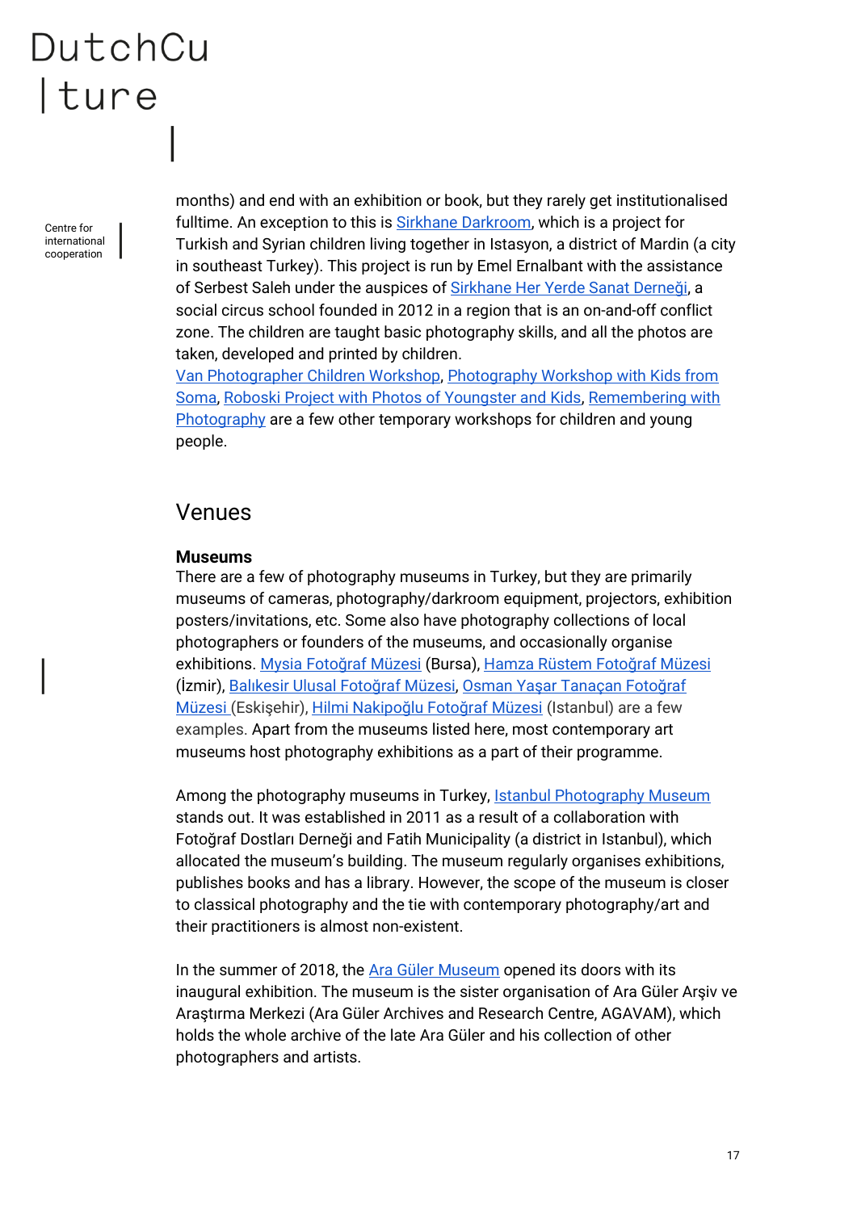months) and end with an exhibition or book, but they rarely get institutionalised fulltime. An exception to this is Sirkhane Darkroom, which is a project for Turkish and Syrian children living together in Istasyon, a district of Mardin (a city in southeast Turkey). This project is run by Emel Ernalbant with the assistance of Serbest Saleh under the auspices of Sirkhane Her Yerde Sanat Derneği, a social circus school founded in 2012 in a region that is an on-and-off conflict zone. The children are taught basic photography skills, and all the photos are taken, developed and printed by children.
Van Photographer Children Workshop, Photography Workshop with Kids from Soma, Roboski Project with Photos of Youngster and Kids, Remembering with Photography are a few other temporary workshops for children and young people.

## Venues

### Museums

There are a few of photography museums in Turkey, but they are primarily museums of cameras, photography/darkroom equipment, projectors, exhibition posters/invitations, etc. Some also have photography collections of local photographers or founders of the museums, and occasionally organise exhibitions. Mysia Fotoğraf Müzesi (Bursa), Hamza Rüstem Fotoğraf Müzesi (İzmir), Balıkesir Ulusal Fotoğraf Müzesi, Osman Yaşar Tanaçan Fotoğraf Müzesi (Eskişehir), Hilmi Nakipoğlu Fotoğraf Müzesi (Istanbul) are a few examples. Apart from the museums listed here, most contemporary art museums host photography exhibitions as a part of their programme.

Among the photography museums in Turkey, Istanbul Photography Museum stands out. It was established in 2011 as a result of a collaboration with Fotoğraf Dostları Derneği and Fatih Municipality (a district in Istanbul), which allocated the museum's building. The museum regularly organises exhibitions, publishes books and has a library. However, the scope of the museum is closer to classical photography and the tie with contemporary photography/art and their practitioners is almost non-existent.

In the summer of 2018, the Ara Güler Museum opened its doors with its inaugural exhibition. The museum is the sister organisation of Ara Güler Arşiv ve Araştırma Merkezi (Ara Güler Archives and Research Centre, AGAVAM), which holds the whole archive of the late Ara Güler and his collection of other photographers and artists.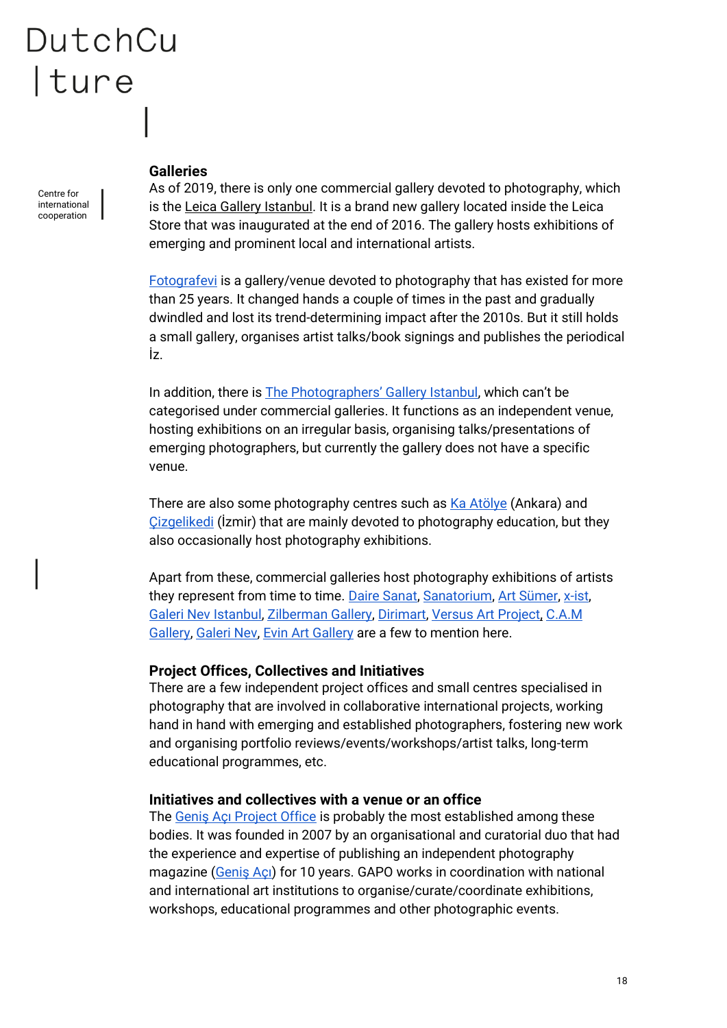**Galleries**

As of 2019, there is only one commercial gallery devoted to photography, which is the Leica Gallery Istanbul. It is a brand new gallery located inside the Leica Store that was inaugurated at the end of 2016. The gallery hosts exhibitions of emerging and prominent local and international artists.

Fotografevi is a gallery/venue devoted to photography that has existed for more than 25 years. It changed hands a couple of times in the past and gradually dwindled and lost its trend-determining impact after the 2010s. But it still holds a small gallery, organises artist talks/book signings and publishes the periodical İz.

In addition, there is The Photographers' Gallery Istanbul, which can't be categorised under commercial galleries. It functions as an independent venue, hosting exhibitions on an irregular basis, organising talks/presentations of emerging photographers, but currently the gallery does not have a specific venue.

There are also some photography centres such as Ka Atölye (Ankara) and Çizgelikedi (İzmir) that are mainly devoted to photography education, but they also occasionally host photography exhibitions.

Apart from these, commercial galleries host photography exhibitions of artists they represent from time to time. Daire Sanat, Sanatorium, Art Sümer, x-ist, Galeri Nev Istanbul, Zilberman Gallery, Dirimart, Versus Art Project, C.A.M Gallery, Galeri Nev, Evin Art Gallery are a few to mention here.

**Project Offices, Collectives and Initiatives**

There are a few independent project offices and small centres specialised in photography that are involved in collaborative international projects, working hand in hand with emerging and established photographers, fostering new work and organising portfolio reviews/events/workshops/artist talks, long-term educational programmes, etc.

**Initiatives and collectives with a venue or an office**

The Geniş Açı Project Office is probably the most established among these bodies. It was founded in 2007 by an organisational and curatorial duo that had the experience and expertise of publishing an independent photography magazine (Geniş Açı) for 10 years. GAPO works in coordination with national and international art institutions to organise/curate/coordinate exhibitions, workshops, educational programmes and other photographic events.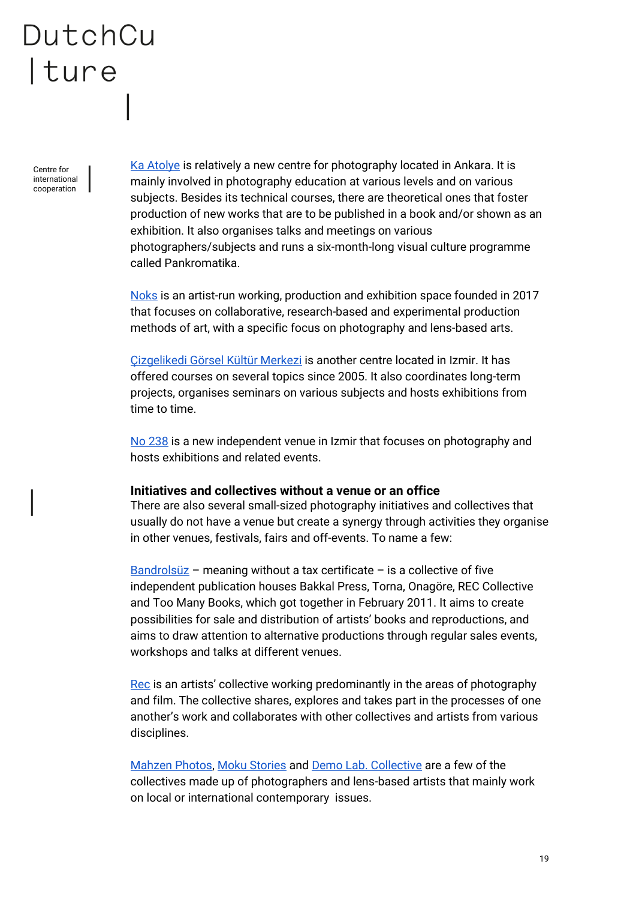Ka Atolye is relatively a new centre for photography located in Ankara. It is mainly involved in photography education at various levels and on various subjects. Besides its technical courses, there are theoretical ones that foster production of new works that are to be published in a book and/or shown as an exhibition. It also organises talks and meetings on various photographers/subjects and runs a six-month-long visual culture programme called Pankromatika.

Noks is an artist-run working, production and exhibition space founded in 2017 that focuses on collaborative, research-based and experimental production methods of art, with a specific focus on photography and lens-based arts.

Çizgelikedi Görsel Kültür Merkezi is another centre located in Izmir. It has offered courses on several topics since 2005. It also coordinates long-term projects, organises seminars on various subjects and hosts exhibitions from time to time.

No 238 is a new independent venue in Izmir that focuses on photography and hosts exhibitions and related events.

**Initiatives and collectives without a venue or an office**

There are also several small-sized photography initiatives and collectives that usually do not have a venue but create a synergy through activities they organise in other venues, festivals, fairs and off-events. To name a few:

Bandrolsüz – meaning without a tax certificate – is a collective of five independent publication houses Bakkal Press, Torna, Onagöre, REC Collective and Too Many Books, which got together in February 2011. It aims to create possibilities for sale and distribution of artists' books and reproductions, and aims to draw attention to alternative productions through regular sales events, workshops and talks at different venues.

Rec is an artists' collective working predominantly in the areas of photography and film. The collective shares, explores and takes part in the processes of one another's work and collaborates with other collectives and artists from various disciplines.

Mahzen Photos, Moku Stories and Demo Lab. Collective are a few of the collectives made up of photographers and lens-based artists that mainly work on local or international contemporary issues.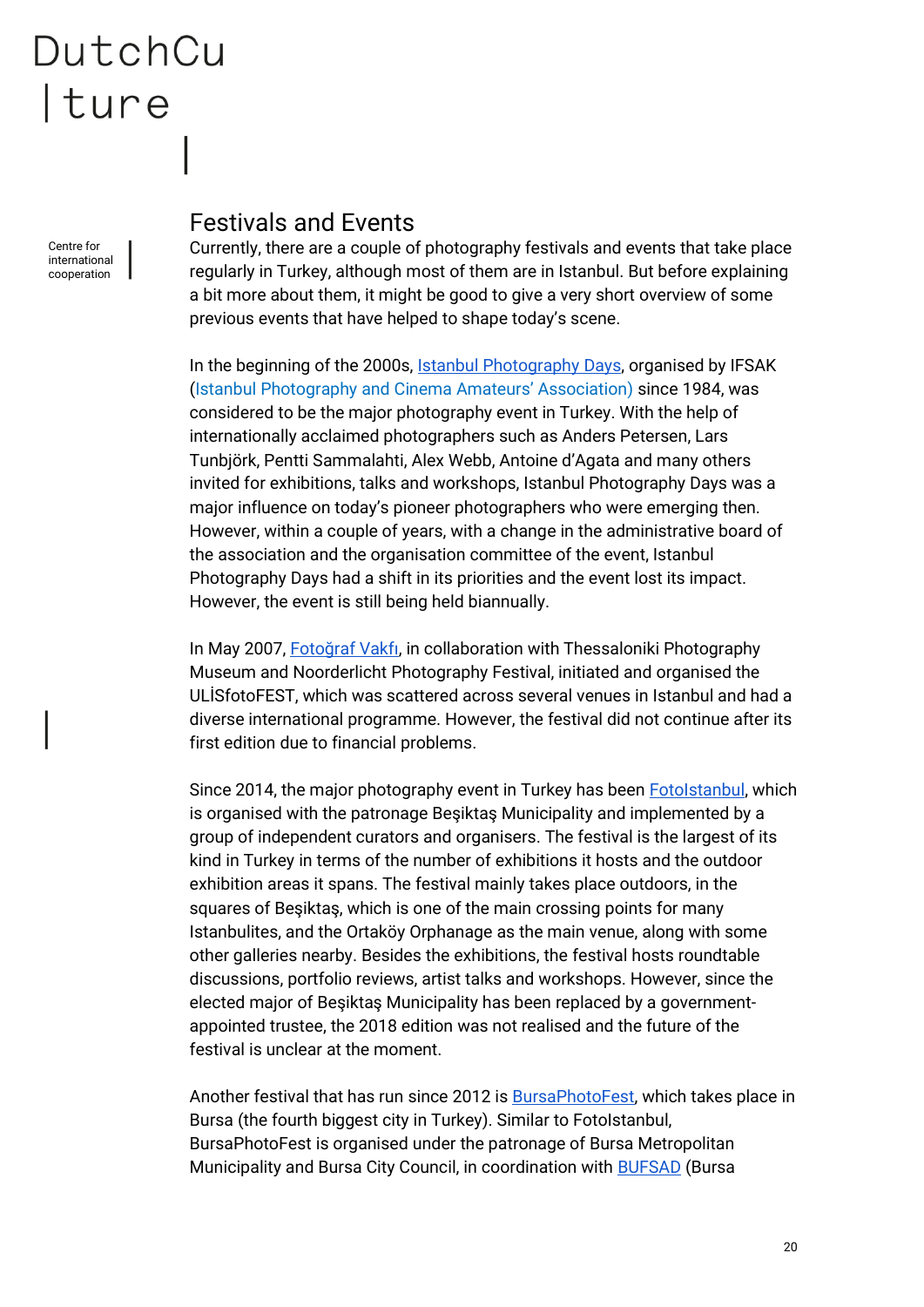## Festivals and Events

Currently, there are a couple of photography festivals and events that take place regularly in Turkey, although most of them are in Istanbul. But before explaining a bit more about them, it might be good to give a very short overview of some previous events that have helped to shape today's scene.

In the beginning of the 2000s, Istanbul Photography Days, organised by IFSAK (Istanbul Photography and Cinema Amateurs' Association) since 1984, was considered to be the major photography event in Turkey. With the help of internationally acclaimed photographers such as Anders Petersen, Lars Tunbjörk, Pentti Sammalahti, Alex Webb, Antoine d'Agata and many others invited for exhibitions, talks and workshops, Istanbul Photography Days was a major influence on today's pioneer photographers who were emerging then. However, within a couple of years, with a change in the administrative board of the association and the organisation committee of the event, Istanbul Photography Days had a shift in its priorities and the event lost its impact. However, the event is still being held biannually.

In May 2007, Fotoğraf Vakfı, in collaboration with Thessaloniki Photography Museum and Noorderlicht Photography Festival, initiated and organised the ULİSfotoFEST, which was scattered across several venues in Istanbul and had a diverse international programme. However, the festival did not continue after its first edition due to financial problems.

Since 2014, the major photography event in Turkey has been FotoIstanbul, which is organised with the patronage Beşiktaş Municipality and implemented by a group of independent curators and organisers. The festival is the largest of its kind in Turkey in terms of the number of exhibitions it hosts and the outdoor exhibition areas it spans. The festival mainly takes place outdoors, in the squares of Beşiktaş, which is one of the main crossing points for many Istanbulites, and the Ortaköy Orphanage as the main venue, along with some other galleries nearby. Besides the exhibitions, the festival hosts roundtable discussions, portfolio reviews, artist talks and workshops. However, since the elected major of Beşiktaş Municipality has been replaced by a government-appointed trustee, the 2018 edition was not realised and the future of the festival is unclear at the moment.

Another festival that has run since 2012 is BursaPhotoFest, which takes place in Bursa (the fourth biggest city in Turkey). Similar to FotoIstanbul, BursaPhotoFest is organised under the patronage of Bursa Metropolitan Municipality and Bursa City Council, in coordination with BUFSAD (Bursa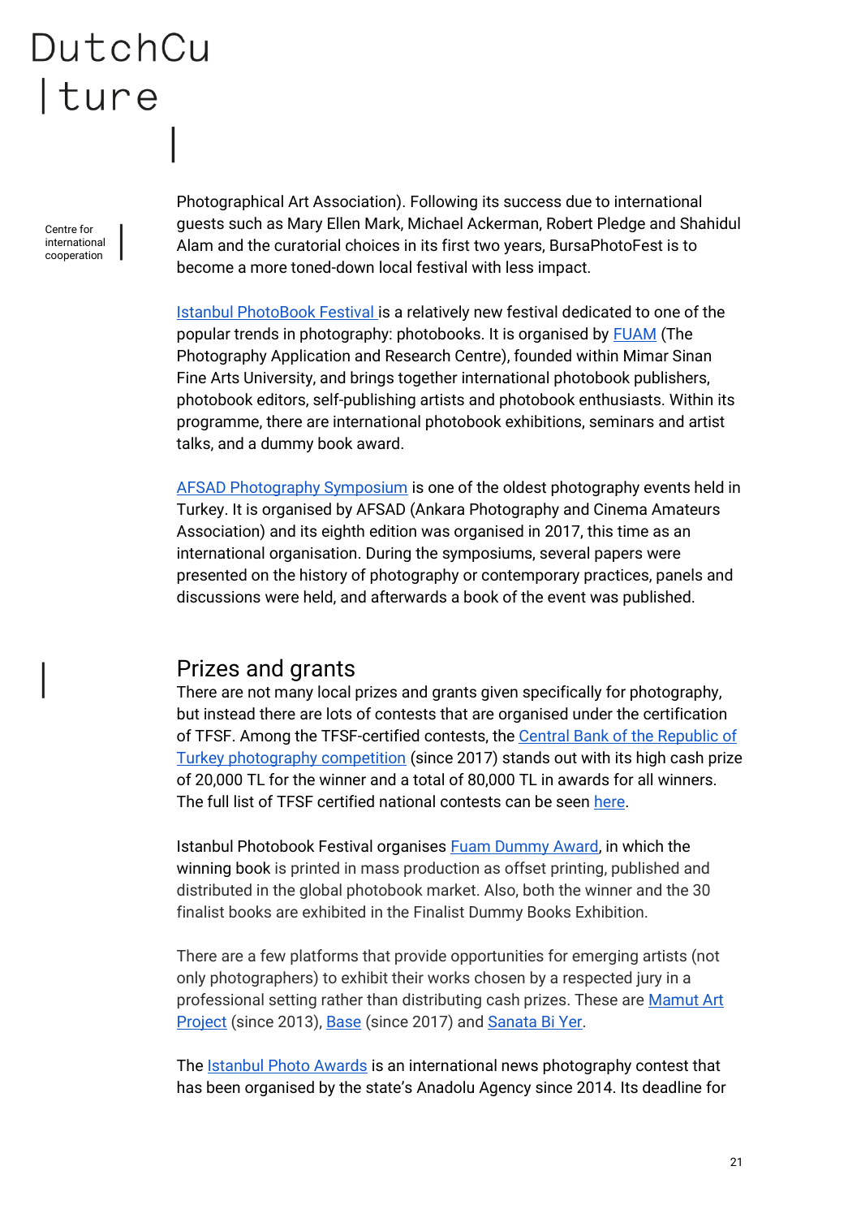Photographical Art Association). Following its success due to international guests such as Mary Ellen Mark, Michael Ackerman, Robert Pledge and Shahidul Alam and the curatorial choices in its first two years, BursaPhotoFest is to become a more toned-down local festival with less impact.

Istanbul PhotoBook Festival is a relatively new festival dedicated to one of the popular trends in photography: photobooks. It is organised by FUAM (The Photography Application and Research Centre), founded within Mimar Sinan Fine Arts University, and brings together international photobook publishers, photobook editors, self-publishing artists and photobook enthusiasts. Within its programme, there are international photobook exhibitions, seminars and artist talks, and a dummy book award.

AFSAD Photography Symposium is one of the oldest photography events held in Turkey. It is organised by AFSAD (Ankara Photography and Cinema Amateurs Association) and its eighth edition was organised in 2017, this time as an international organisation. During the symposiums, several papers were presented on the history of photography or contemporary practices, panels and discussions were held, and afterwards a book of the event was published.

## Prizes and grants

There are not many local prizes and grants given specifically for photography, but instead there are lots of contests that are organised under the certification of TFSF. Among the TFSF-certified contests, the Central Bank of the Republic of Turkey photography competition (since 2017) stands out with its high cash prize of 20,000 TL for the winner and a total of 80,000 TL in awards for all winners. The full list of TFSF certified national contests can be seen here.

Istanbul Photobook Festival organises Fuam Dummy Award, in which the winning book is printed in mass production as offset printing, published and distributed in the global photobook market. Also, both the winner and the 30 finalist books are exhibited in the Finalist Dummy Books Exhibition.

There are a few platforms that provide opportunities for emerging artists (not only photographers) to exhibit their works chosen by a respected jury in a professional setting rather than distributing cash prizes. These are Mamut Art Project (since 2013), Base (since 2017) and Sanata Bi Yer.

The Istanbul Photo Awards is an international news photography contest that has been organised by the state's Anadolu Agency since 2014. Its deadline for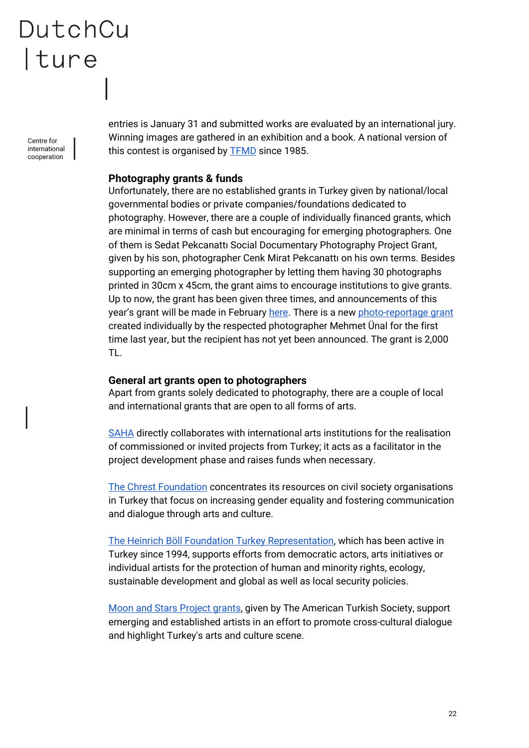entries is January 31 and submitted works are evaluated by an international jury. Winning images are gathered in an exhibition and a book. A national version of this contest is organised by TFMD since 1985.

### Photography grants & funds

Unfortunately, there are no established grants in Turkey given by national/local governmental bodies or private companies/foundations dedicated to photography. However, there are a couple of individually financed grants, which are minimal in terms of cash but encouraging for emerging photographers. One of them is Sedat Pekcanattı Social Documentary Photography Project Grant, given by his son, photographer Cenk Mirat Pekcanattı on his own terms. Besides supporting an emerging photographer by letting them having 30 photographs printed in 30cm x 45cm, the grant aims to encourage institutions to give grants. Up to now, the grant has been given three times, and announcements of this year's grant will be made in February here. There is a new photo-reportage grant created individually by the respected photographer Mehmet Ünal for the first time last year, but the recipient has not yet been announced. The grant is 2,000 TL.

### General art grants open to photographers

Apart from grants solely dedicated to photography, there are a couple of local and international grants that are open to all forms of arts.

SAHA directly collaborates with international arts institutions for the realisation of commissioned or invited projects from Turkey; it acts as a facilitator in the project development phase and raises funds when necessary.

The Chrest Foundation concentrates its resources on civil society organisations in Turkey that focus on increasing gender equality and fostering communication and dialogue through arts and culture.

The Heinrich Böll Foundation Turkey Representation, which has been active in Turkey since 1994, supports efforts from democratic actors, arts initiatives or individual artists for the protection of human and minority rights, ecology, sustainable development and global as well as local security policies.

Moon and Stars Project grants, given by The American Turkish Society, support emerging and established artists in an effort to promote cross-cultural dialogue and highlight Turkey's arts and culture scene.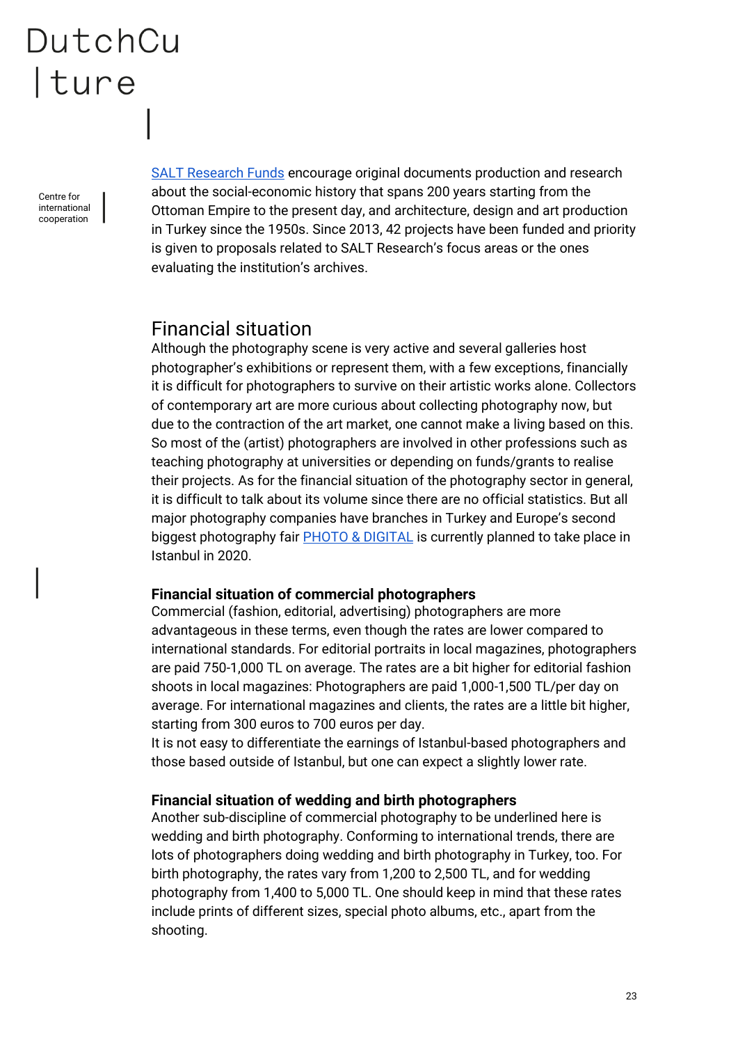SALT Research Funds encourage original documents production and research about the social-economic history that spans 200 years starting from the Ottoman Empire to the present day, and architecture, design and art production in Turkey since the 1950s. Since 2013, 42 projects have been funded and priority is given to proposals related to SALT Research's focus areas or the ones evaluating the institution's archives.

## Financial situation

Although the photography scene is very active and several galleries host photographer's exhibitions or represent them, with a few exceptions, financially it is difficult for photographers to survive on their artistic works alone. Collectors of contemporary art are more curious about collecting photography now, but due to the contraction of the art market, one cannot make a living based on this. So most of the (artist) photographers are involved in other professions such as teaching photography at universities or depending on funds/grants to realise their projects. As for the financial situation of the photography sector in general, it is difficult to talk about its volume since there are no official statistics. But all major photography companies have branches in Turkey and Europe's second biggest photography fair PHOTO & DIGITAL is currently planned to take place in Istanbul in 2020.

### Financial situation of commercial photographers

Commercial (fashion, editorial, advertising) photographers are more advantageous in these terms, even though the rates are lower compared to international standards. For editorial portraits in local magazines, photographers are paid 750-1,000 TL on average. The rates are a bit higher for editorial fashion shoots in local magazines: Photographers are paid 1,000-1,500 TL/per day on average. For international magazines and clients, the rates are a little bit higher, starting from 300 euros to 700 euros per day.
It is not easy to differentiate the earnings of Istanbul-based photographers and those based outside of Istanbul, but one can expect a slightly lower rate.

### Financial situation of wedding and birth photographers

Another sub-discipline of commercial photography to be underlined here is wedding and birth photography. Conforming to international trends, there are lots of photographers doing wedding and birth photography in Turkey, too. For birth photography, the rates vary from 1,200 to 2,500 TL, and for wedding photography from 1,400 to 5,000 TL. One should keep in mind that these rates include prints of different sizes, special photo albums, etc., apart from the shooting.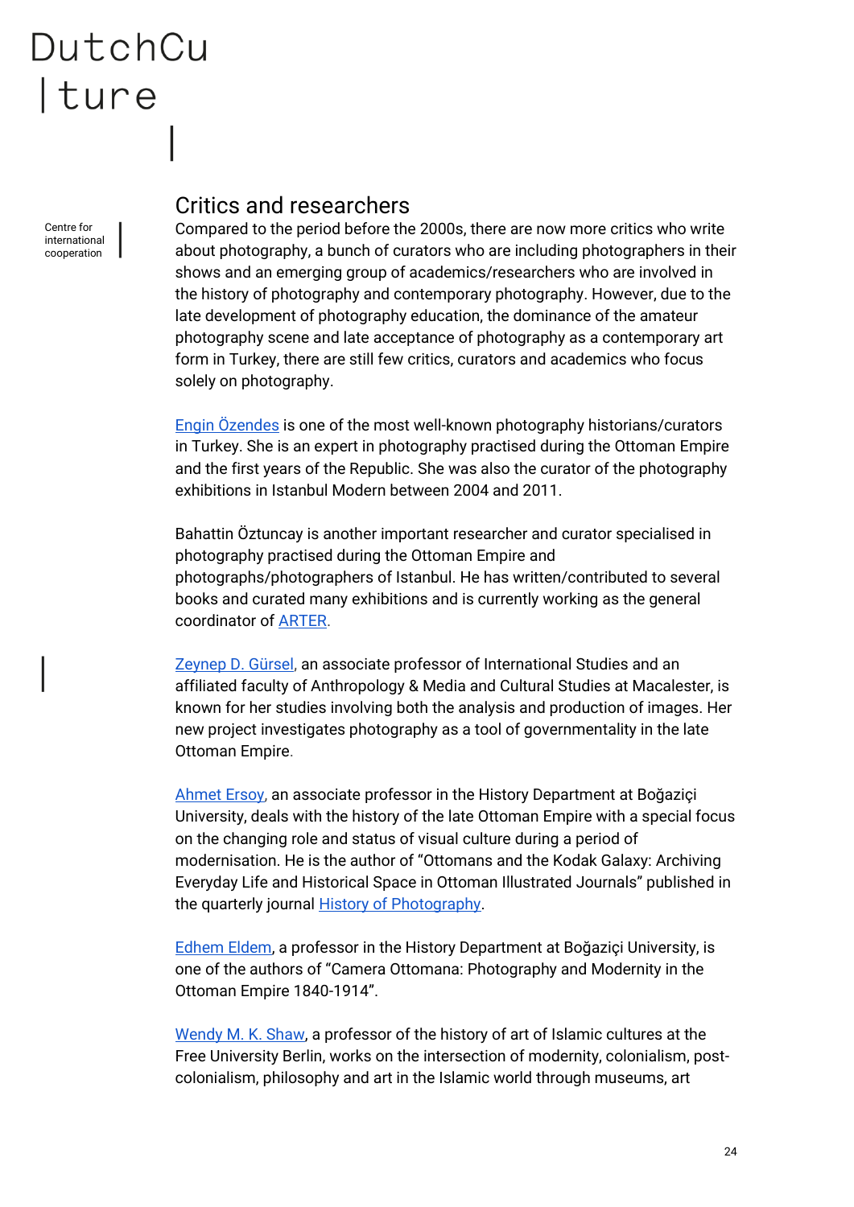## Critics and researchers

Compared to the period before the 2000s, there are now more critics who write about photography, a bunch of curators who are including photographers in their shows and an emerging group of academics/researchers who are involved in the history of photography and contemporary photography. However, due to the late development of photography education, the dominance of the amateur photography scene and late acceptance of photography as a contemporary art form in Turkey, there are still few critics, curators and academics who focus solely on photography.

Engin Özendes is one of the most well-known photography historians/curators in Turkey. She is an expert in photography practised during the Ottoman Empire and the first years of the Republic. She was also the curator of the photography exhibitions in Istanbul Modern between 2004 and 2011.

Bahattin Öztuncay is another important researcher and curator specialised in photography practised during the Ottoman Empire and photographs/photographers of Istanbul. He has written/contributed to several books and curated many exhibitions and is currently working as the general coordinator of ARTER.

Zeynep D. Gürsel, an associate professor of International Studies and an affiliated faculty of Anthropology & Media and Cultural Studies at Macalester, is known for her studies involving both the analysis and production of images. Her new project investigates photography as a tool of governmentality in the late Ottoman Empire.

Ahmet Ersoy, an associate professor in the History Department at Boğaziçi University, deals with the history of the late Ottoman Empire with a special focus on the changing role and status of visual culture during a period of modernisation. He is the author of "Ottomans and the Kodak Galaxy: Archiving Everyday Life and Historical Space in Ottoman Illustrated Journals" published in the quarterly journal History of Photography.

Edhem Eldem, a professor in the History Department at Boğaziçi University, is one of the authors of "Camera Ottomana: Photography and Modernity in the Ottoman Empire 1840-1914".

Wendy M. K. Shaw, a professor of the history of art of Islamic cultures at the Free University Berlin, works on the intersection of modernity, colonialism, post-colonialism, philosophy and art in the Islamic world through museums, art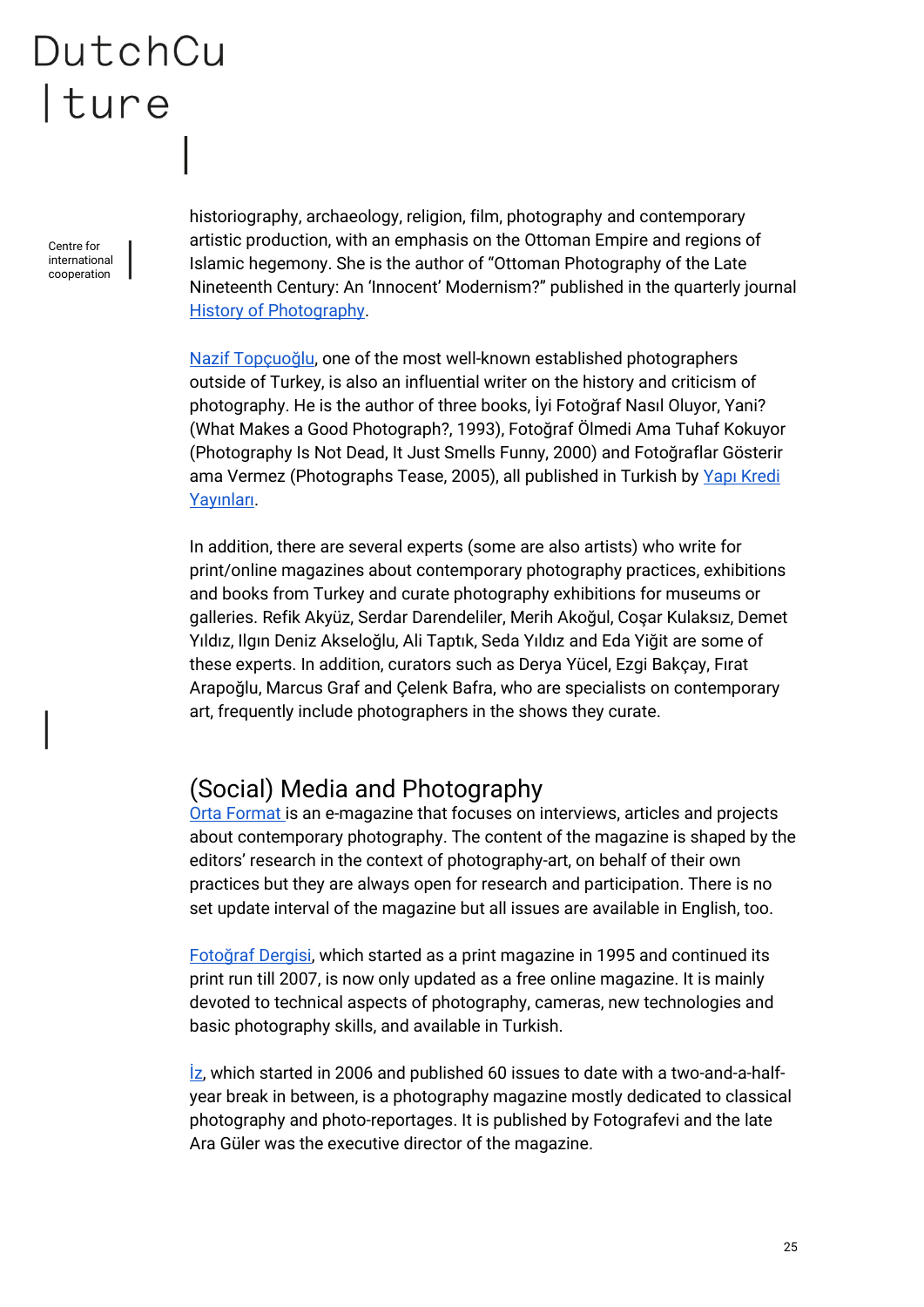historiography, archaeology, religion, film, photography and contemporary artistic production, with an emphasis on the Ottoman Empire and regions of Islamic hegemony. She is the author of "Ottoman Photography of the Late Nineteenth Century: An 'Innocent' Modernism?" published in the quarterly journal History of Photography.

Nazif Topçuoğlu, one of the most well-known established photographers outside of Turkey, is also an influential writer on the history and criticism of photography. He is the author of three books, İyi Fotoğraf Nasıl Oluyor, Yani? (What Makes a Good Photograph?, 1993), Fotoğraf Ölmedi Ama Tuhaf Kokuyor (Photography Is Not Dead, It Just Smells Funny, 2000) and Fotoğraflar Gösterir ama Vermez (Photographs Tease, 2005), all published in Turkish by Yapı Kredi Yayınları.

In addition, there are several experts (some are also artists) who write for print/online magazines about contemporary photography practices, exhibitions and books from Turkey and curate photography exhibitions for museums or galleries. Refik Akyüz, Serdar Darendeliler, Merih Akoğul, Coşar Kulaksız, Demet Yıldız, Ilgın Deniz Akseloğlu, Ali Taptık, Seda Yıldız and Eda Yiğit are some of these experts. In addition, curators such as Derya Yücel, Ezgi Bakçay, Fırat Arapoğlu, Marcus Graf and Çelenk Bafra, who are specialists on contemporary art, frequently include photographers in the shows they curate.

## (Social) Media and Photography

Orta Format is an e-magazine that focuses on interviews, articles and projects about contemporary photography. The content of the magazine is shaped by the editors' research in the context of photography-art, on behalf of their own practices but they are always open for research and participation. There is no set update interval of the magazine but all issues are available in English, too.

Fotoğraf Dergisi, which started as a print magazine in 1995 and continued its print run till 2007, is now only updated as a free online magazine. It is mainly devoted to technical aspects of photography, cameras, new technologies and basic photography skills, and available in Turkish.

İz, which started in 2006 and published 60 issues to date with a two-and-a-half-year break in between, is a photography magazine mostly dedicated to classical photography and photo-reportages. It is published by Fotografevi and the late Ara Güler was the executive director of the magazine.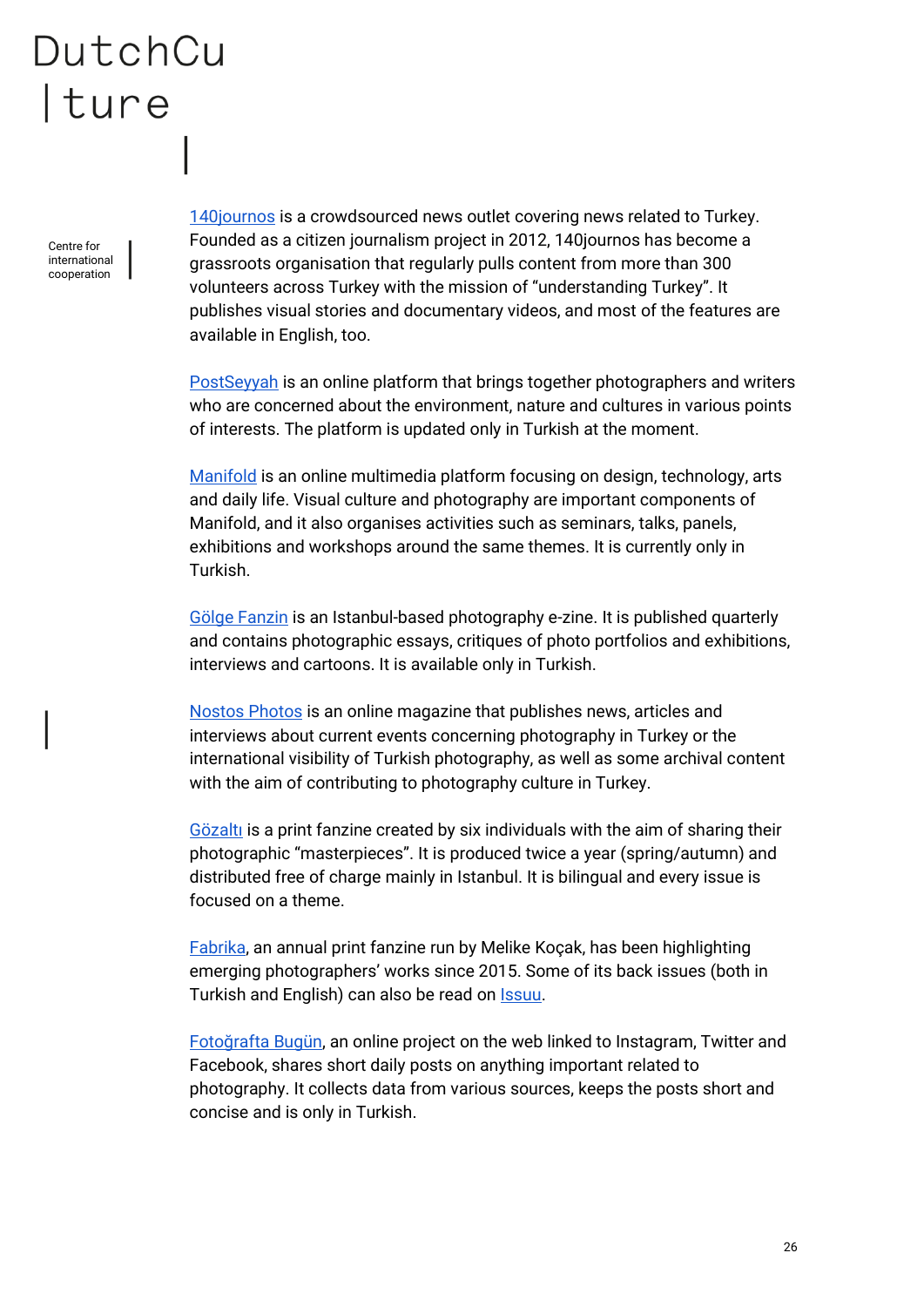140journos is a crowdsourced news outlet covering news related to Turkey. Founded as a citizen journalism project in 2012, 140journos has become a grassroots organisation that regularly pulls content from more than 300 volunteers across Turkey with the mission of "understanding Turkey". It publishes visual stories and documentary videos, and most of the features are available in English, too.

PostSeyyah is an online platform that brings together photographers and writers who are concerned about the environment, nature and cultures in various points of interests. The platform is updated only in Turkish at the moment.

Manifold is an online multimedia platform focusing on design, technology, arts and daily life. Visual culture and photography are important components of Manifold, and it also organises activities such as seminars, talks, panels, exhibitions and workshops around the same themes. It is currently only in Turkish.

Gölge Fanzin is an Istanbul-based photography e-zine. It is published quarterly and contains photographic essays, critiques of photo portfolios and exhibitions, interviews and cartoons. It is available only in Turkish.

Nostos Photos is an online magazine that publishes news, articles and interviews about current events concerning photography in Turkey or the international visibility of Turkish photography, as well as some archival content with the aim of contributing to photography culture in Turkey.

Gözaltı is a print fanzine created by six individuals with the aim of sharing their photographic "masterpieces". It is produced twice a year (spring/autumn) and distributed free of charge mainly in Istanbul. It is bilingual and every issue is focused on a theme.

Fabrika, an annual print fanzine run by Melike Koçak, has been highlighting emerging photographers' works since 2015. Some of its back issues (both in Turkish and English) can also be read on Issuu.

Fotoğrafta Bugün, an online project on the web linked to Instagram, Twitter and Facebook, shares short daily posts on anything important related to photography. It collects data from various sources, keeps the posts short and concise and is only in Turkish.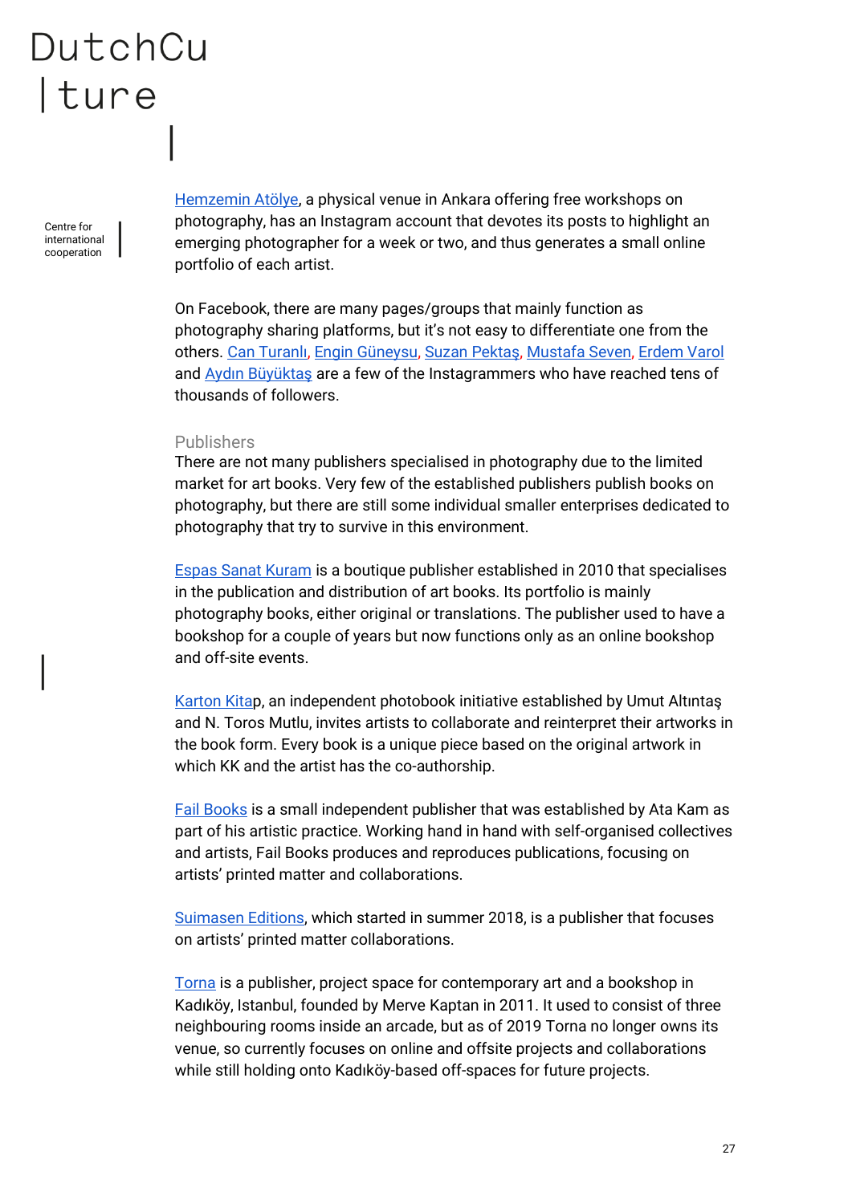Hemzemin Atölye, a physical venue in Ankara offering free workshops on photography, has an Instagram account that devotes its posts to highlight an emerging photographer for a week or two, and thus generates a small online portfolio of each artist.

On Facebook, there are many pages/groups that mainly function as photography sharing platforms, but it's not easy to differentiate one from the others. Can Turanlı, Engin Güneysu, Suzan Pektaş, Mustafa Seven, Erdem Varol and Aydın Büyüktaş are a few of the Instagrammers who have reached tens of thousands of followers.

### Publishers

There are not many publishers specialised in photography due to the limited market for art books. Very few of the established publishers publish books on photography, but there are still some individual smaller enterprises dedicated to photography that try to survive in this environment.

Espas Sanat Kuram is a boutique publisher established in 2010 that specialises in the publication and distribution of art books. Its portfolio is mainly photography books, either original or translations. The publisher used to have a bookshop for a couple of years but now functions only as an online bookshop and off-site events.

Karton Kitap, an independent photobook initiative established by Umut Altıntaş and N. Toros Mutlu, invites artists to collaborate and reinterpret their artworks in the book form. Every book is a unique piece based on the original artwork in which KK and the artist has the co-authorship.

Fail Books is a small independent publisher that was established by Ata Kam as part of his artistic practice. Working hand in hand with self-organised collectives and artists, Fail Books produces and reproduces publications, focusing on artists' printed matter and collaborations.

Suimasen Editions, which started in summer 2018, is a publisher that focuses on artists' printed matter collaborations.

Torna is a publisher, project space for contemporary art and a bookshop in Kadıköy, Istanbul, founded by Merve Kaptan in 2011. It used to consist of three neighbouring rooms inside an arcade, but as of 2019 Torna no longer owns its venue, so currently focuses on online and offsite projects and collaborations while still holding onto Kadıköy-based off-spaces for future projects.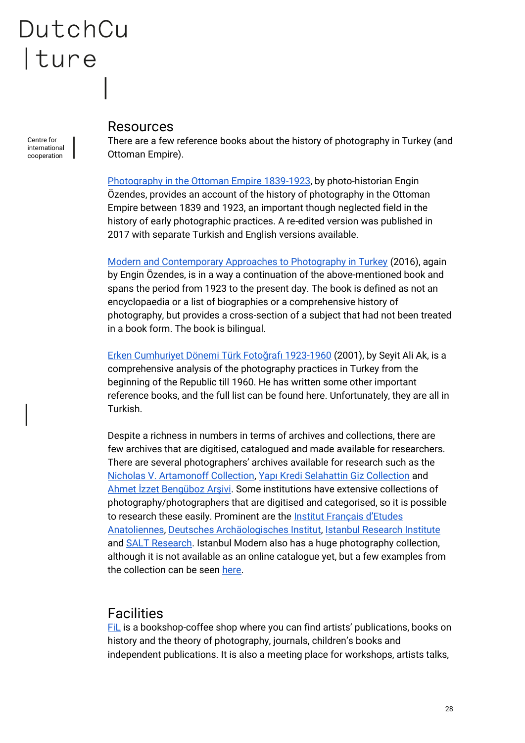## Resources

There are a few reference books about the history of photography in Turkey (and Ottoman Empire).

Photography in the Ottoman Empire 1839-1923, by photo-historian Engin Özendes, provides an account of the history of photography in the Ottoman Empire between 1839 and 1923, an important though neglected field in the history of early photographic practices. A re-edited version was published in 2017 with separate Turkish and English versions available.

Modern and Contemporary Approaches to Photography in Turkey (2016), again by Engin Özendes, is in a way a continuation of the above-mentioned book and spans the period from 1923 to the present day. The book is defined as not an encyclopaedia or a list of biographies or a comprehensive history of photography, but provides a cross-section of a subject that had not been treated in a book form. The book is bilingual.

Erken Cumhuriyet Dönemi Türk Fotoğrafı 1923-1960 (2001), by Seyit Ali Ak, is a comprehensive analysis of the photography practices in Turkey from the beginning of the Republic till 1960. He has written some other important reference books, and the full list can be found here. Unfortunately, they are all in Turkish.

Despite a richness in numbers in terms of archives and collections, there are few archives that are digitised, catalogued and made available for researchers. There are several photographers' archives available for research such as the Nicholas V. Artamonoff Collection, Yapı Kredi Selahattin Giz Collection and Ahmet İzzet Bengüboz Arşivi. Some institutions have extensive collections of photography/photographers that are digitised and categorised, so it is possible to research these easily. Prominent are the Institut Français d'Etudes Anatoliennes, Deutsches Archäologisches Institut, Istanbul Research Institute and SALT Research. Istanbul Modern also has a huge photography collection, although it is not available as an online catalogue yet, but a few examples from the collection can be seen here.

## Facilities

FiL is a bookshop-coffee shop where you can find artists' publications, books on history and the theory of photography, journals, children's books and independent publications. It is also a meeting place for workshops, artists talks,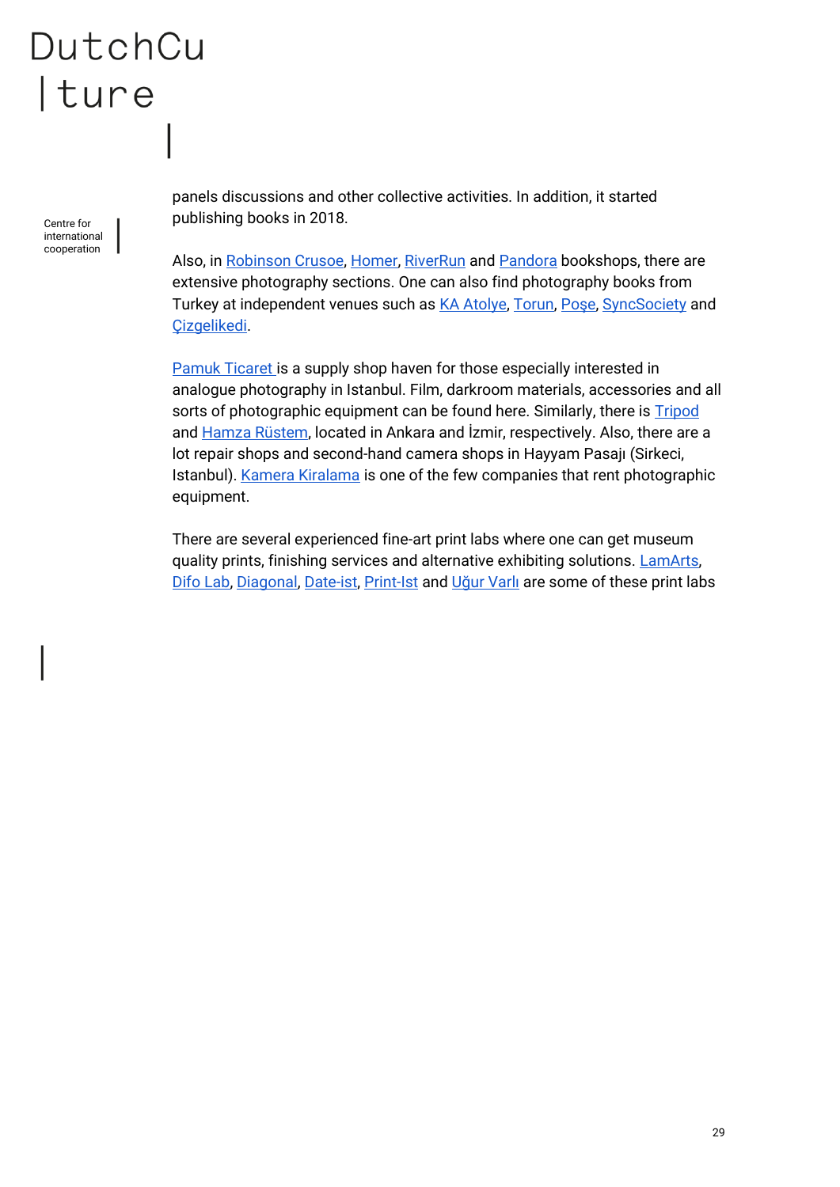panels discussions and other collective activities. In addition, it started publishing books in 2018.

Also, in Robinson Crusoe, Homer, RiverRun and Pandora bookshops, there are extensive photography sections. One can also find photography books from Turkey at independent venues such as KA Atolye, Torun, Poşe, SyncSociety and Çizgelikedi.

Pamuk Ticaret is a supply shop haven for those especially interested in analogue photography in Istanbul. Film, darkroom materials, accessories and all sorts of photographic equipment can be found here. Similarly, there is Tripod and Hamza Rüstem, located in Ankara and İzmir, respectively. Also, there are a lot repair shops and second-hand camera shops in Hayyam Pasajı (Sirkeci, Istanbul). Kamera Kiralama is one of the few companies that rent photographic equipment.

There are several experienced fine-art print labs where one can get museum quality prints, finishing services and alternative exhibiting solutions. LamArts, Difo Lab, Diagonal, Date-ist, Print-Ist and Uğur Varlı are some of these print labs